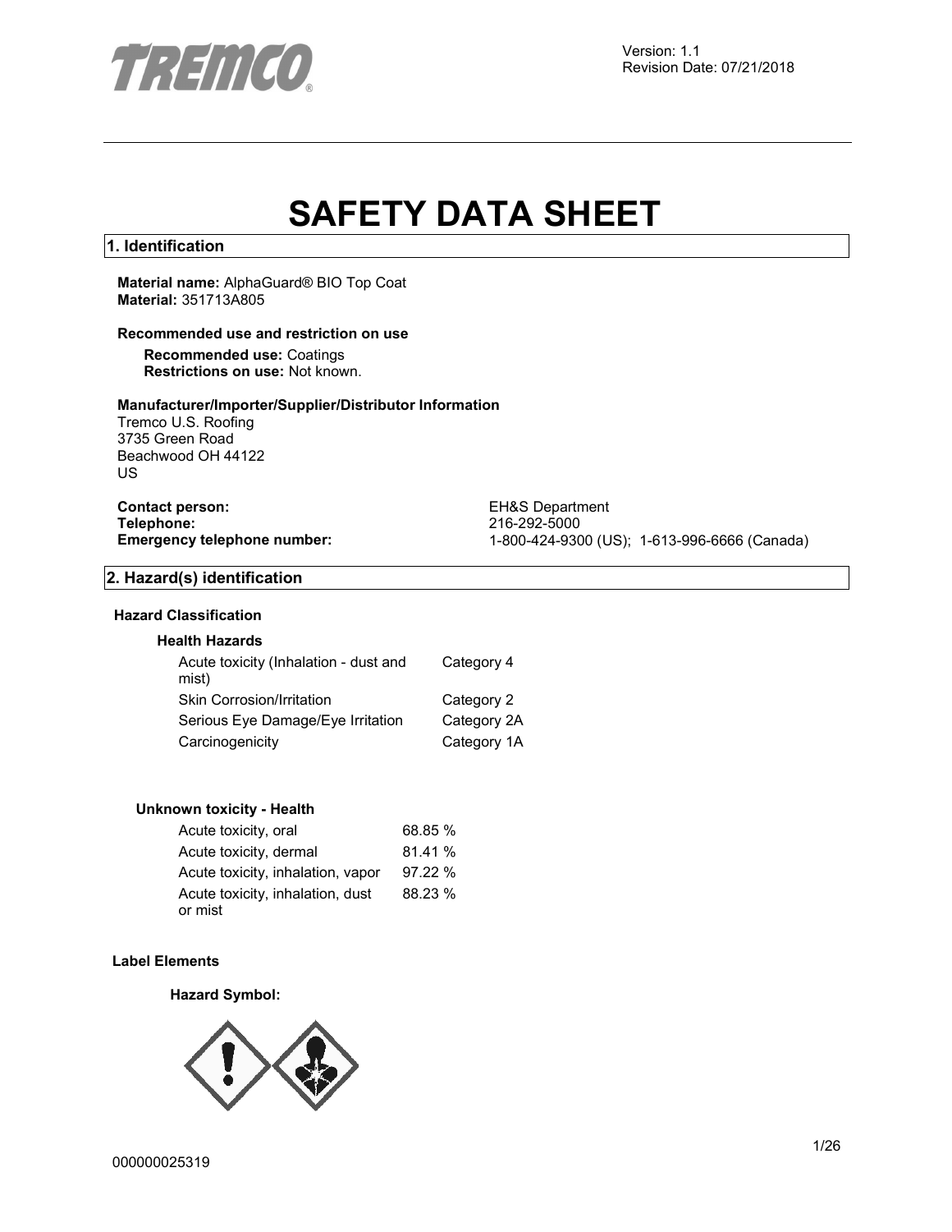Version: 1.1
Revision Date: 07/21/2018

# SAFETY DATA SHEET

## 1. Identification

**Material name:** AlphaGuard® BIO Top Coat
**Material:** 351713A805

**Recommended use and restriction on use**

**Recommended use:** Coatings
**Restrictions on use:** Not known.

**Manufacturer/Importer/Supplier/Distributor Information**
Tremco U.S. Roofing
3735 Green Road
Beachwood OH 44122
US

**Contact person:** EH&S Department
**Telephone:** 216-292-5000
**Emergency telephone number:** 1-800-424-9300 (US); 1-613-996-6666 (Canada)

## 2. Hazard(s) identification

**Hazard Classification**

**Health Hazards**

| Hazard | Category |
|---|---|
| Acute toxicity (Inhalation - dust and mist) | Category 4 |
| Skin Corrosion/Irritation | Category 2 |
| Serious Eye Damage/Eye Irritation | Category 2A |
| Carcinogenicity | Category 1A |

**Unknown toxicity - Health**

| Route | % |
|---|---|
| Acute toxicity, oral | 68.85 % |
| Acute toxicity, dermal | 81.41 % |
| Acute toxicity, inhalation, vapor | 97.22 % |
| Acute toxicity, inhalation, dust or mist | 88.23 % |

**Label Elements**

**Hazard Symbol:**

000000025319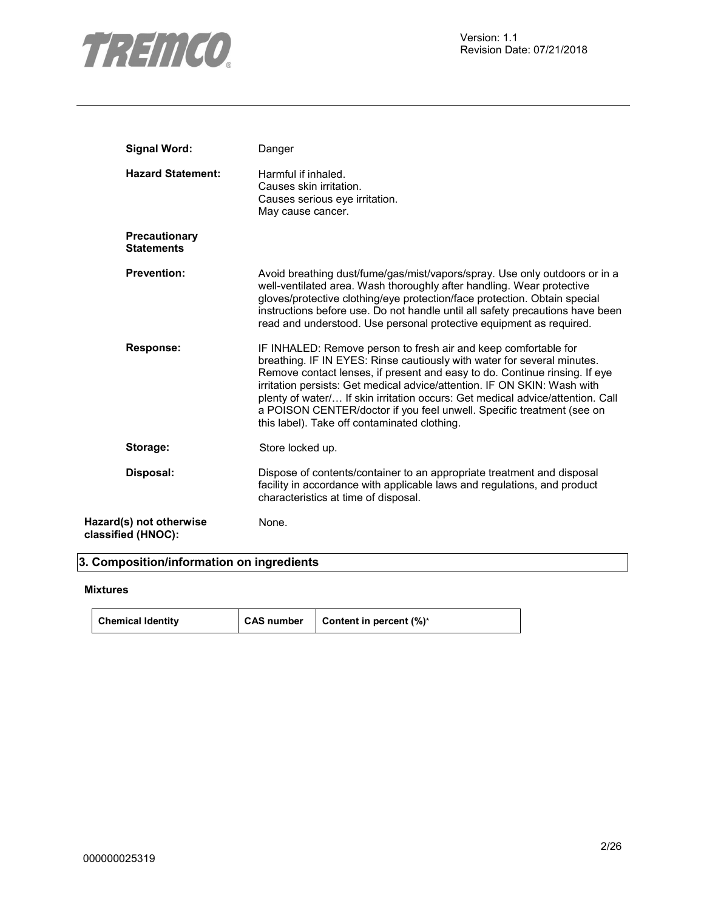**Signal Word:** Danger

**Hazard Statement:** Harmful if inhaled.
Causes skin irritation.
Causes serious eye irritation.
May cause cancer.

**Precautionary Statements**

**Prevention:** Avoid breathing dust/fume/gas/mist/vapors/spray. Use only outdoors or in a well-ventilated area. Wash thoroughly after handling. Wear protective gloves/protective clothing/eye protection/face protection. Obtain special instructions before use. Do not handle until all safety precautions have been read and understood. Use personal protective equipment as required.

**Response:** IF INHALED: Remove person to fresh air and keep comfortable for breathing. IF IN EYES: Rinse cautiously with water for several minutes. Remove contact lenses, if present and easy to do. Continue rinsing. If eye irritation persists: Get medical advice/attention. IF ON SKIN: Wash with plenty of water/… If skin irritation occurs: Get medical advice/attention. Call a POISON CENTER/doctor if you feel unwell. Specific treatment (see on this label). Take off contaminated clothing.

**Storage:** Store locked up.

**Disposal:** Dispose of contents/container to an appropriate treatment and disposal facility in accordance with applicable laws and regulations, and product characteristics at time of disposal.

**Hazard(s) not otherwise classified (HNOC):** None.

## 3. Composition/information on ingredients

**Mixtures**

| Chemical Identity | CAS number | Content in percent (%)* |
| --- | --- | --- |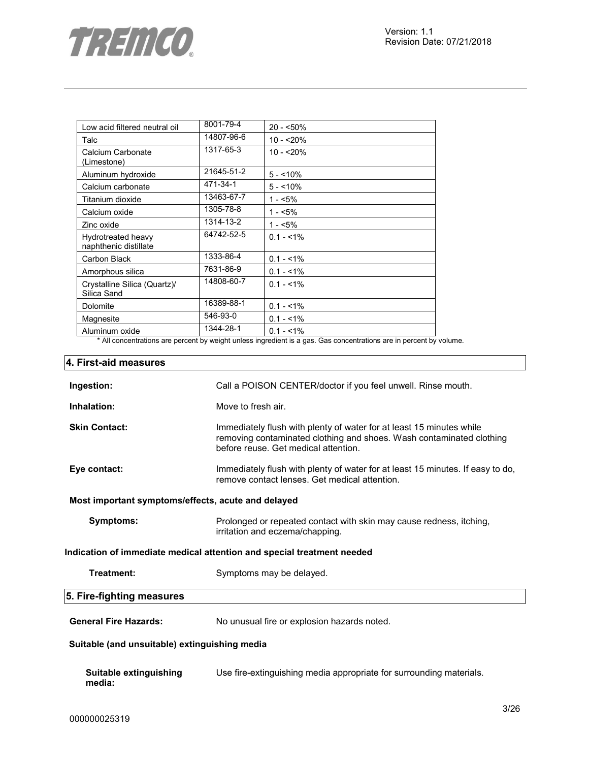| Chemical Identity | CAS number | Concentration |
|---|---|---|
| Low acid filtered neutral oil | 8001-79-4 | 20 - <50% |
| Talc | 14807-96-6 | 10 - <20% |
| Calcium Carbonate (Limestone) | 1317-65-3 | 10 - <20% |
| Aluminum hydroxide | 21645-51-2 | 5 - <10% |
| Calcium carbonate | 471-34-1 | 5 - <10% |
| Titanium dioxide | 13463-67-7 | 1 - <5% |
| Calcium oxide | 1305-78-8 | 1 - <5% |
| Zinc oxide | 1314-13-2 | 1 - <5% |
| Hydrotreated heavy naphthenic distillate | 64742-52-5 | 0.1 - <1% |
| Carbon Black | 1333-86-4 | 0.1 - <1% |
| Amorphous silica | 7631-86-9 | 0.1 - <1% |
| Crystalline Silica (Quartz)/ Silica Sand | 14808-60-7 | 0.1 - <1% |
| Dolomite | 16389-88-1 | 0.1 - <1% |
| Magnesite | 546-93-0 | 0.1 - <1% |
| Aluminum oxide | 1344-28-1 | 0.1 - <1% |

* All concentrations are percent by weight unless ingredient is a gas. Gas concentrations are in percent by volume.

## 4. First-aid measures

**Ingestion:** Call a POISON CENTER/doctor if you feel unwell. Rinse mouth.

**Inhalation:** Move to fresh air.

**Skin Contact:** Immediately flush with plenty of water for at least 15 minutes while removing contaminated clothing and shoes. Wash contaminated clothing before reuse. Get medical attention.

**Eye contact:** Immediately flush with plenty of water for at least 15 minutes. If easy to do, remove contact lenses. Get medical attention.

**Most important symptoms/effects, acute and delayed**

**Symptoms:** Prolonged or repeated contact with skin may cause redness, itching, irritation and eczema/chapping.

**Indication of immediate medical attention and special treatment needed**

**Treatment:** Symptoms may be delayed.

## 5. Fire-fighting measures

**General Fire Hazards:** No unusual fire or explosion hazards noted.

**Suitable (and unsuitable) extinguishing media**

**Suitable extinguishing media:** Use fire-extinguishing media appropriate for surrounding materials.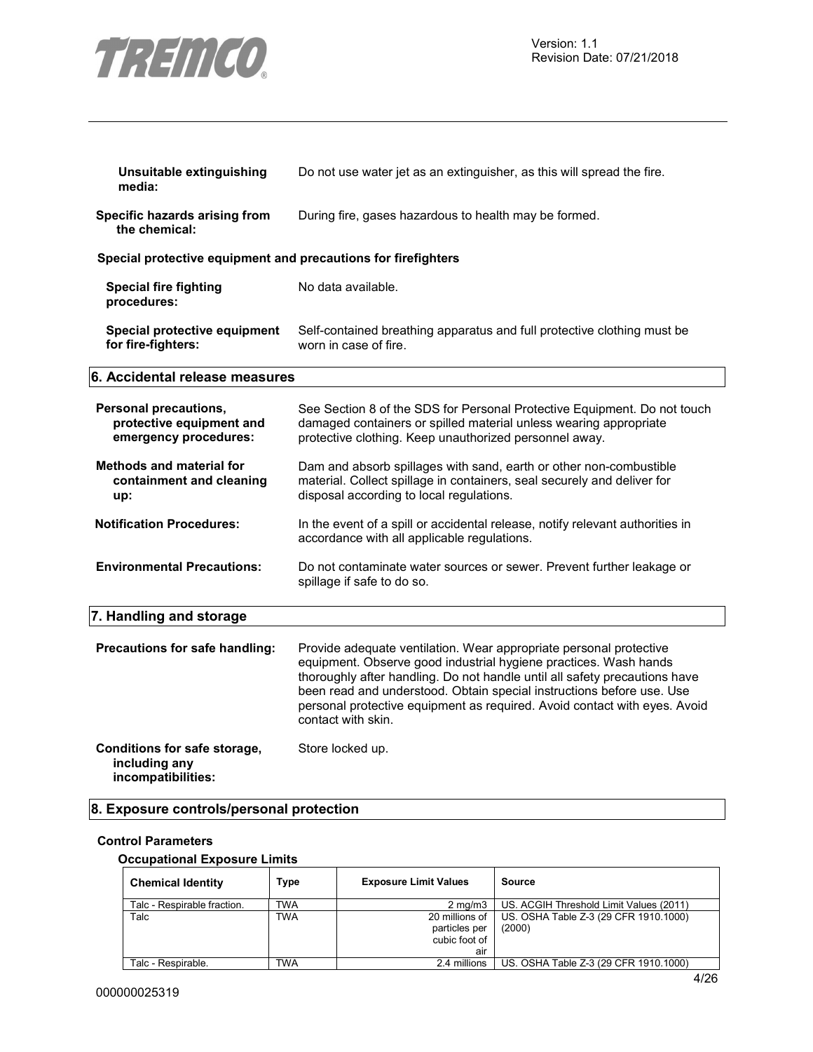**Unsuitable extinguishing media:** Do not use water jet as an extinguisher, as this will spread the fire.

**Specific hazards arising from the chemical:** During fire, gases hazardous to health may be formed.

**Special protective equipment and precautions for firefighters**

**Special fire fighting procedures:** No data available.

**Special protective equipment for fire-fighters:** Self-contained breathing apparatus and full protective clothing must be worn in case of fire.

## 6. Accidental release measures

**Personal precautions, protective equipment and emergency procedures:** See Section 8 of the SDS for Personal Protective Equipment. Do not touch damaged containers or spilled material unless wearing appropriate protective clothing. Keep unauthorized personnel away.

**Methods and material for containment and cleaning up:** Dam and absorb spillages with sand, earth or other non-combustible material. Collect spillage in containers, seal securely and deliver for disposal according to local regulations.

**Notification Procedures:** In the event of a spill or accidental release, notify relevant authorities in accordance with all applicable regulations.

**Environmental Precautions:** Do not contaminate water sources or sewer. Prevent further leakage or spillage if safe to do so.

## 7. Handling and storage

**Precautions for safe handling:** Provide adequate ventilation. Wear appropriate personal protective equipment. Observe good industrial hygiene practices. Wash hands thoroughly after handling. Do not handle until all safety precautions have been read and understood. Obtain special instructions before use. Use personal protective equipment as required. Avoid contact with eyes. Avoid contact with skin.

**Conditions for safe storage, including any incompatibilities:** Store locked up.

## 8. Exposure controls/personal protection

### Control Parameters

#### Occupational Exposure Limits

| Chemical Identity | Type | Exposure Limit Values | Source |
|---|---|---|---|
| Talc - Respirable fraction. | TWA | 2 mg/m3 | US. ACGIH Threshold Limit Values (2011) |
| Talc | TWA | 20 millions of particles per cubic foot of air | US. OSHA Table Z-3 (29 CFR 1910.1000) (2000) |
| Talc - Respirable. | TWA | 2.4 millions | US. OSHA Table Z-3 (29 CFR 1910.1000) |

000000025319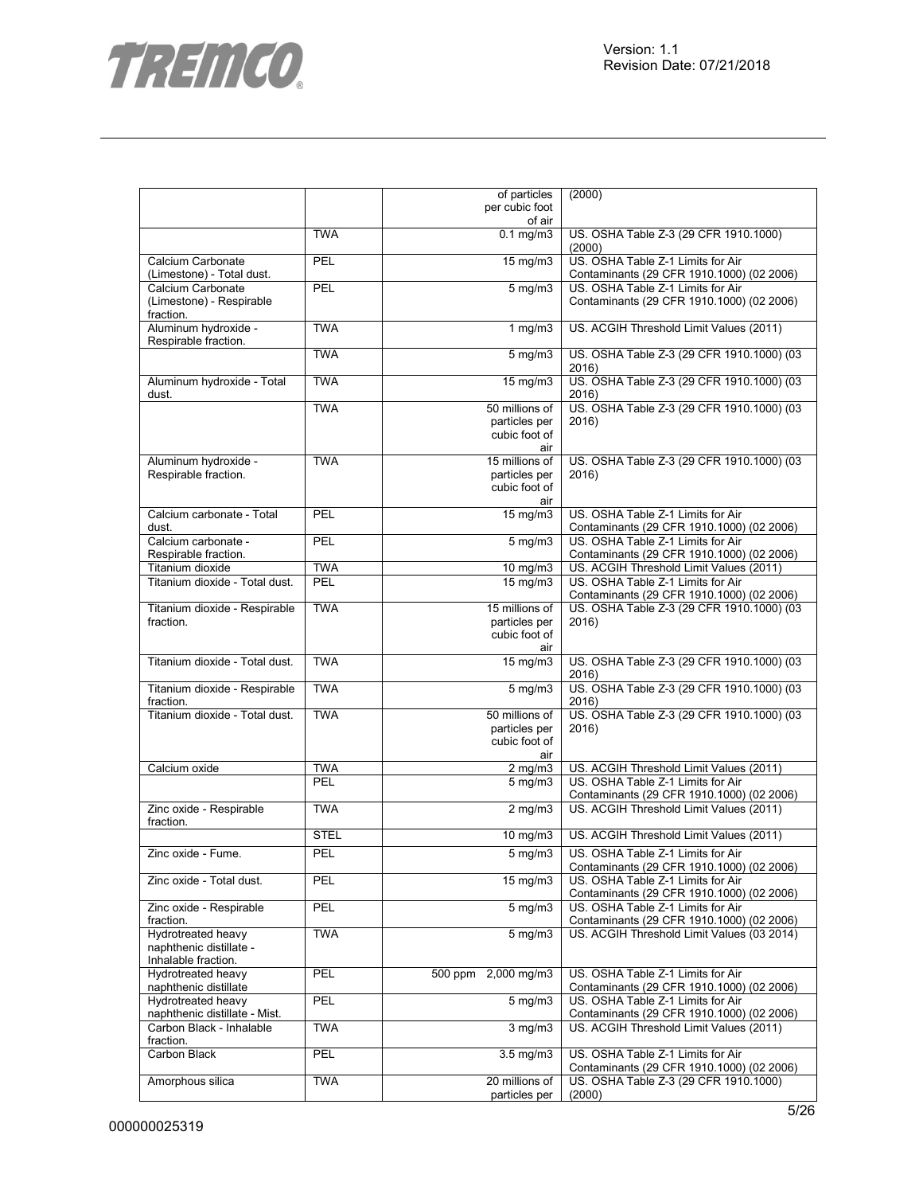| | | | |
|---|---|---|---|
| | | of particles per cubic foot of air | (2000) |
| | TWA | 0.1 mg/m3 | US. OSHA Table Z-3 (29 CFR 1910.1000) (2000) |
| Calcium Carbonate (Limestone) - Total dust. | PEL | 15 mg/m3 | US. OSHA Table Z-1 Limits for Air Contaminants (29 CFR 1910.1000) (02 2006) |
| Calcium Carbonate (Limestone) - Respirable fraction. | PEL | 5 mg/m3 | US. OSHA Table Z-1 Limits for Air Contaminants (29 CFR 1910.1000) (02 2006) |
| Aluminum hydroxide - Respirable fraction. | TWA | 1 mg/m3 | US. ACGIH Threshold Limit Values (2011) |
| | TWA | 5 mg/m3 | US. OSHA Table Z-3 (29 CFR 1910.1000) (03 2016) |
| Aluminum hydroxide - Total dust. | TWA | 15 mg/m3 | US. OSHA Table Z-3 (29 CFR 1910.1000) (03 2016) |
| | TWA | 50 millions of particles per cubic foot of air | US. OSHA Table Z-3 (29 CFR 1910.1000) (03 2016) |
| Aluminum hydroxide - Respirable fraction. | TWA | 15 millions of particles per cubic foot of air | US. OSHA Table Z-3 (29 CFR 1910.1000) (03 2016) |
| Calcium carbonate - Total dust. | PEL | 15 mg/m3 | US. OSHA Table Z-1 Limits for Air Contaminants (29 CFR 1910.1000) (02 2006) |
| Calcium carbonate - Respirable fraction. | PEL | 5 mg/m3 | US. OSHA Table Z-1 Limits for Air Contaminants (29 CFR 1910.1000) (02 2006) |
| Titanium dioxide | TWA | 10 mg/m3 | US. ACGIH Threshold Limit Values (2011) |
| Titanium dioxide - Total dust. | PEL | 15 mg/m3 | US. OSHA Table Z-1 Limits for Air Contaminants (29 CFR 1910.1000) (02 2006) |
| Titanium dioxide - Respirable fraction. | TWA | 15 millions of particles per cubic foot of air | US. OSHA Table Z-3 (29 CFR 1910.1000) (03 2016) |
| Titanium dioxide - Total dust. | TWA | 15 mg/m3 | US. OSHA Table Z-3 (29 CFR 1910.1000) (03 2016) |
| Titanium dioxide - Respirable fraction. | TWA | 5 mg/m3 | US. OSHA Table Z-3 (29 CFR 1910.1000) (03 2016) |
| Titanium dioxide - Total dust. | TWA | 50 millions of particles per cubic foot of air | US. OSHA Table Z-3 (29 CFR 1910.1000) (03 2016) |
| Calcium oxide | TWA | 2 mg/m3 | US. ACGIH Threshold Limit Values (2011) |
| | PEL | 5 mg/m3 | US. OSHA Table Z-1 Limits for Air Contaminants (29 CFR 1910.1000) (02 2006) |
| Zinc oxide - Respirable fraction. | TWA | 2 mg/m3 | US. ACGIH Threshold Limit Values (2011) |
| | STEL | 10 mg/m3 | US. ACGIH Threshold Limit Values (2011) |
| Zinc oxide - Fume. | PEL | 5 mg/m3 | US. OSHA Table Z-1 Limits for Air Contaminants (29 CFR 1910.1000) (02 2006) |
| Zinc oxide - Total dust. | PEL | 15 mg/m3 | US. OSHA Table Z-1 Limits for Air Contaminants (29 CFR 1910.1000) (02 2006) |
| Zinc oxide - Respirable fraction. | PEL | 5 mg/m3 | US. OSHA Table Z-1 Limits for Air Contaminants (29 CFR 1910.1000) (02 2006) |
| Hydrotreated heavy naphthenic distillate - Inhalable fraction. | TWA | 5 mg/m3 | US. ACGIH Threshold Limit Values (03 2014) |
| Hydrotreated heavy naphthenic distillate | PEL | 500 ppm 2,000 mg/m3 | US. OSHA Table Z-1 Limits for Air Contaminants (29 CFR 1910.1000) (02 2006) |
| Hydrotreated heavy naphthenic distillate - Mist. | PEL | 5 mg/m3 | US. OSHA Table Z-1 Limits for Air Contaminants (29 CFR 1910.1000) (02 2006) |
| Carbon Black - Inhalable fraction. | TWA | 3 mg/m3 | US. ACGIH Threshold Limit Values (2011) |
| Carbon Black | PEL | 3.5 mg/m3 | US. OSHA Table Z-1 Limits for Air Contaminants (29 CFR 1910.1000) (02 2006) |
| Amorphous silica | TWA | 20 millions of particles per | US. OSHA Table Z-3 (29 CFR 1910.1000) (2000) |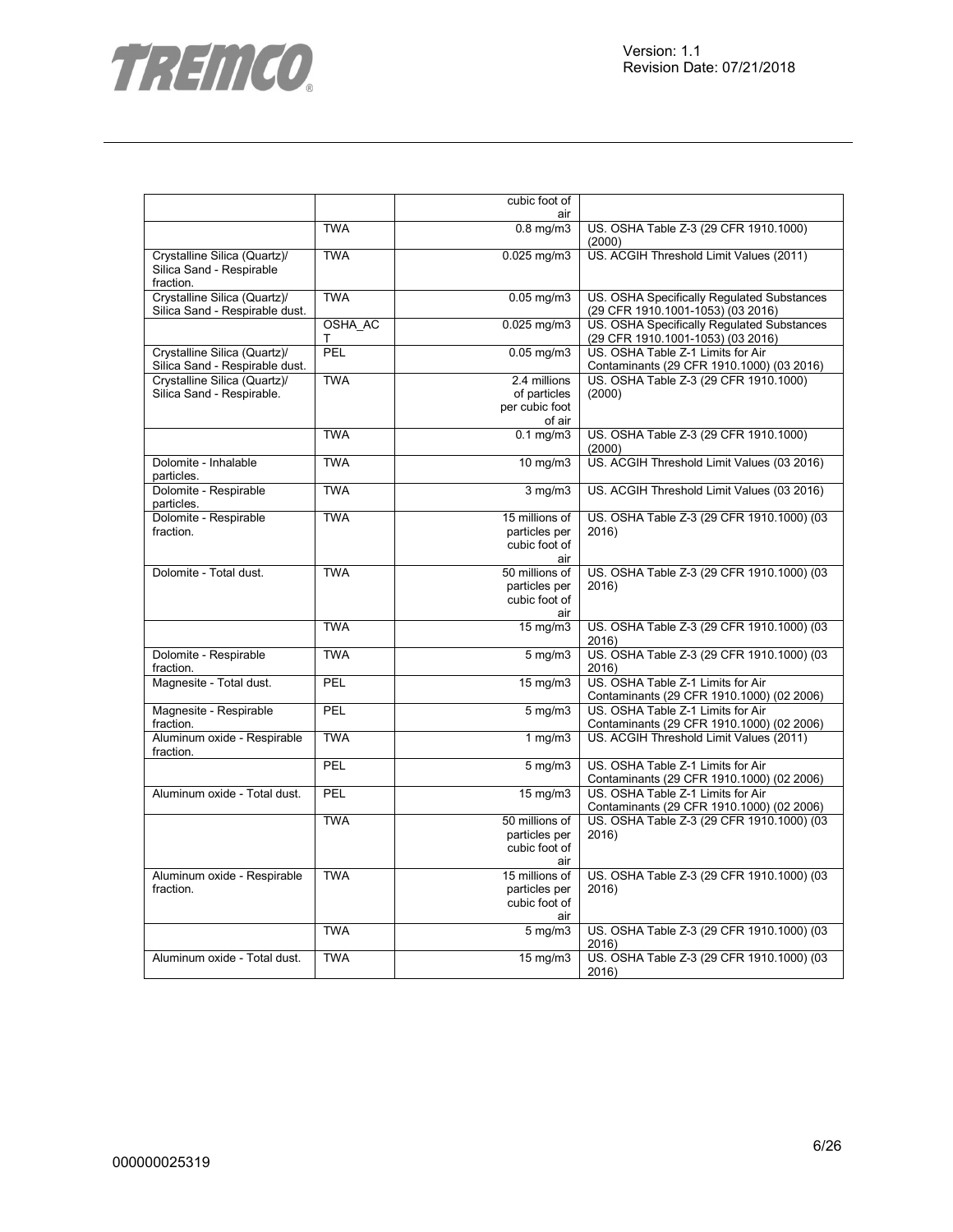|  |  |  |  |
|---|---|---|---|
|  |  | cubic foot of air |  |
|  | TWA | 0.8 mg/m3 | US. OSHA Table Z-3 (29 CFR 1910.1000) (2000) |
| Crystalline Silica (Quartz)/ Silica Sand - Respirable fraction. | TWA | 0.025 mg/m3 | US. ACGIH Threshold Limit Values (2011) |
| Crystalline Silica (Quartz)/ Silica Sand - Respirable dust. | TWA | 0.05 mg/m3 | US. OSHA Specifically Regulated Substances (29 CFR 1910.1001-1053) (03 2016) |
|  | OSHA_ACT | 0.025 mg/m3 | US. OSHA Specifically Regulated Substances (29 CFR 1910.1001-1053) (03 2016) |
| Crystalline Silica (Quartz)/ Silica Sand - Respirable dust. | PEL | 0.05 mg/m3 | US. OSHA Table Z-1 Limits for Air Contaminants (29 CFR 1910.1000) (03 2016) |
| Crystalline Silica (Quartz)/ Silica Sand - Respirable. | TWA | 2.4 millions of particles per cubic foot of air | US. OSHA Table Z-3 (29 CFR 1910.1000) (2000) |
|  | TWA | 0.1 mg/m3 | US. OSHA Table Z-3 (29 CFR 1910.1000) (2000) |
| Dolomite - Inhalable particles. | TWA | 10 mg/m3 | US. ACGIH Threshold Limit Values (03 2016) |
| Dolomite - Respirable particles. | TWA | 3 mg/m3 | US. ACGIH Threshold Limit Values (03 2016) |
| Dolomite - Respirable fraction. | TWA | 15 millions of particles per cubic foot of air | US. OSHA Table Z-3 (29 CFR 1910.1000) (03 2016) |
| Dolomite - Total dust. | TWA | 50 millions of particles per cubic foot of air | US. OSHA Table Z-3 (29 CFR 1910.1000) (03 2016) |
|  | TWA | 15 mg/m3 | US. OSHA Table Z-3 (29 CFR 1910.1000) (03 2016) |
| Dolomite - Respirable fraction. | TWA | 5 mg/m3 | US. OSHA Table Z-3 (29 CFR 1910.1000) (03 2016) |
| Magnesite - Total dust. | PEL | 15 mg/m3 | US. OSHA Table Z-1 Limits for Air Contaminants (29 CFR 1910.1000) (02 2006) |
| Magnesite - Respirable fraction. | PEL | 5 mg/m3 | US. OSHA Table Z-1 Limits for Air Contaminants (29 CFR 1910.1000) (02 2006) |
| Aluminum oxide - Respirable fraction. | TWA | 1 mg/m3 | US. ACGIH Threshold Limit Values (2011) |
|  | PEL | 5 mg/m3 | US. OSHA Table Z-1 Limits for Air Contaminants (29 CFR 1910.1000) (02 2006) |
| Aluminum oxide - Total dust. | PEL | 15 mg/m3 | US. OSHA Table Z-1 Limits for Air Contaminants (29 CFR 1910.1000) (02 2006) |
|  | TWA | 50 millions of particles per cubic foot of air | US. OSHA Table Z-3 (29 CFR 1910.1000) (03 2016) |
| Aluminum oxide - Respirable fraction. | TWA | 15 millions of particles per cubic foot of air | US. OSHA Table Z-3 (29 CFR 1910.1000) (03 2016) |
|  | TWA | 5 mg/m3 | US. OSHA Table Z-3 (29 CFR 1910.1000) (03 2016) |
| Aluminum oxide - Total dust. | TWA | 15 mg/m3 | US. OSHA Table Z-3 (29 CFR 1910.1000) (03 2016) |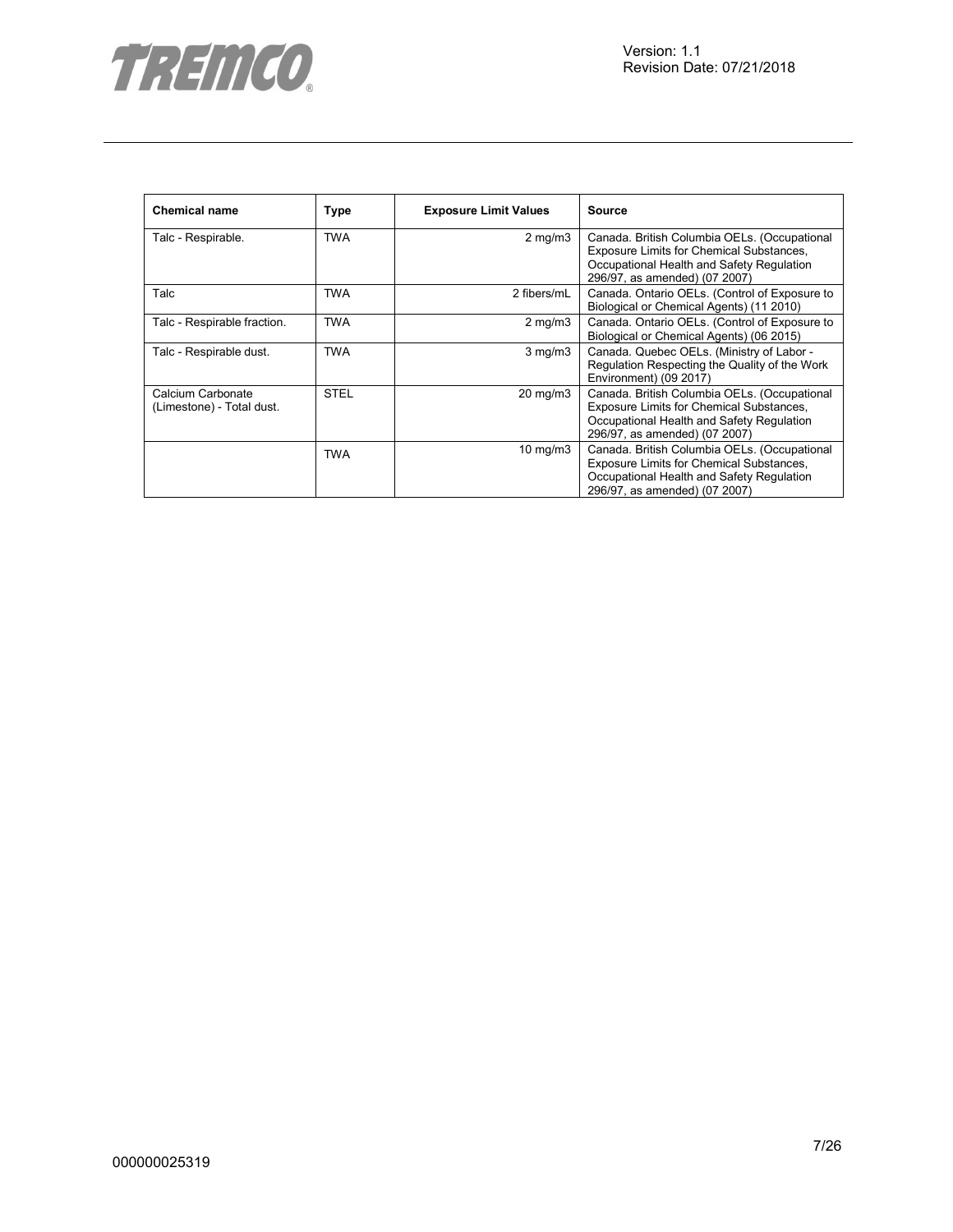| Chemical name | Type | Exposure Limit Values | Source |
|---|---|---|---|
| Talc - Respirable. | TWA | 2 mg/m3 | Canada. British Columbia OELs. (Occupational Exposure Limits for Chemical Substances, Occupational Health and Safety Regulation 296/97, as amended) (07 2007) |
| Talc | TWA | 2 fibers/mL | Canada. Ontario OELs. (Control of Exposure to Biological or Chemical Agents) (11 2010) |
| Talc - Respirable fraction. | TWA | 2 mg/m3 | Canada. Ontario OELs. (Control of Exposure to Biological or Chemical Agents) (06 2015) |
| Talc - Respirable dust. | TWA | 3 mg/m3 | Canada. Quebec OELs. (Ministry of Labor - Regulation Respecting the Quality of the Work Environment) (09 2017) |
| Calcium Carbonate (Limestone) - Total dust. | STEL | 20 mg/m3 | Canada. British Columbia OELs. (Occupational Exposure Limits for Chemical Substances, Occupational Health and Safety Regulation 296/97, as amended) (07 2007) |
| | TWA | 10 mg/m3 | Canada. British Columbia OELs. (Occupational Exposure Limits for Chemical Substances, Occupational Health and Safety Regulation 296/97, as amended) (07 2007) |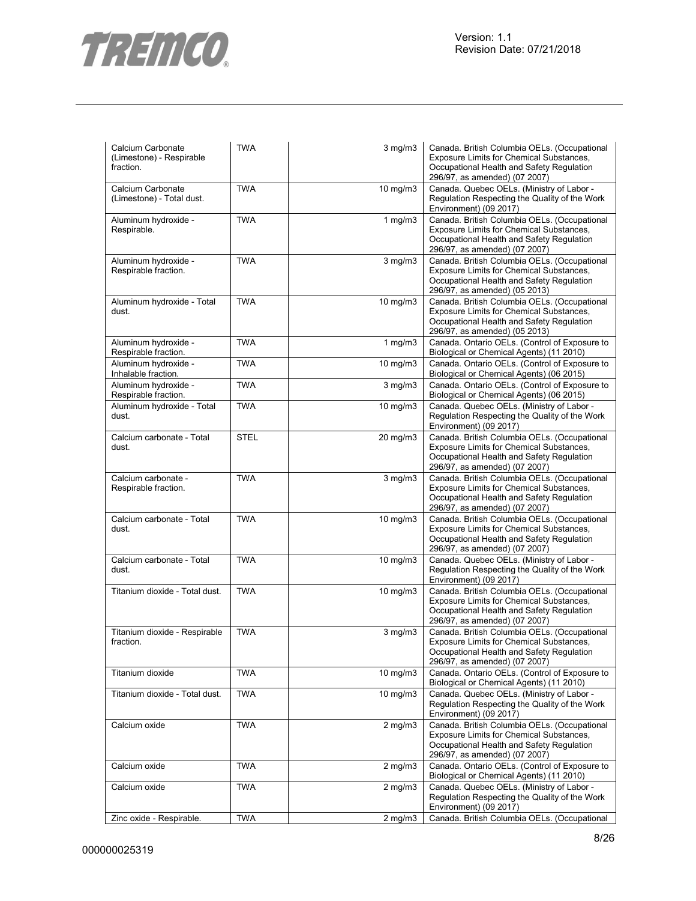| | | | |
|---|---|---|---|
| Calcium Carbonate (Limestone) - Respirable fraction. | TWA | 3 mg/m3 | Canada. British Columbia OELs. (Occupational Exposure Limits for Chemical Substances, Occupational Health and Safety Regulation 296/97, as amended) (07 2007) |
| Calcium Carbonate (Limestone) - Total dust. | TWA | 10 mg/m3 | Canada. Quebec OELs. (Ministry of Labor - Regulation Respecting the Quality of the Work Environment) (09 2017) |
| Aluminum hydroxide - Respirable. | TWA | 1 mg/m3 | Canada. British Columbia OELs. (Occupational Exposure Limits for Chemical Substances, Occupational Health and Safety Regulation 296/97, as amended) (07 2007) |
| Aluminum hydroxide - Respirable fraction. | TWA | 3 mg/m3 | Canada. British Columbia OELs. (Occupational Exposure Limits for Chemical Substances, Occupational Health and Safety Regulation 296/97, as amended) (05 2013) |
| Aluminum hydroxide - Total dust. | TWA | 10 mg/m3 | Canada. British Columbia OELs. (Occupational Exposure Limits for Chemical Substances, Occupational Health and Safety Regulation 296/97, as amended) (05 2013) |
| Aluminum hydroxide - Respirable fraction. | TWA | 1 mg/m3 | Canada. Ontario OELs. (Control of Exposure to Biological or Chemical Agents) (11 2010) |
| Aluminum hydroxide - Inhalable fraction. | TWA | 10 mg/m3 | Canada. Ontario OELs. (Control of Exposure to Biological or Chemical Agents) (06 2015) |
| Aluminum hydroxide - Respirable fraction. | TWA | 3 mg/m3 | Canada. Ontario OELs. (Control of Exposure to Biological or Chemical Agents) (06 2015) |
| Aluminum hydroxide - Total dust. | TWA | 10 mg/m3 | Canada. Quebec OELs. (Ministry of Labor - Regulation Respecting the Quality of the Work Environment) (09 2017) |
| Calcium carbonate - Total dust. | STEL | 20 mg/m3 | Canada. British Columbia OELs. (Occupational Exposure Limits for Chemical Substances, Occupational Health and Safety Regulation 296/97, as amended) (07 2007) |
| Calcium carbonate - Respirable fraction. | TWA | 3 mg/m3 | Canada. British Columbia OELs. (Occupational Exposure Limits for Chemical Substances, Occupational Health and Safety Regulation 296/97, as amended) (07 2007) |
| Calcium carbonate - Total dust. | TWA | 10 mg/m3 | Canada. British Columbia OELs. (Occupational Exposure Limits for Chemical Substances, Occupational Health and Safety Regulation 296/97, as amended) (07 2007) |
| Calcium carbonate - Total dust. | TWA | 10 mg/m3 | Canada. Quebec OELs. (Ministry of Labor - Regulation Respecting the Quality of the Work Environment) (09 2017) |
| Titanium dioxide - Total dust. | TWA | 10 mg/m3 | Canada. British Columbia OELs. (Occupational Exposure Limits for Chemical Substances, Occupational Health and Safety Regulation 296/97, as amended) (07 2007) |
| Titanium dioxide - Respirable fraction. | TWA | 3 mg/m3 | Canada. British Columbia OELs. (Occupational Exposure Limits for Chemical Substances, Occupational Health and Safety Regulation 296/97, as amended) (07 2007) |
| Titanium dioxide | TWA | 10 mg/m3 | Canada. Ontario OELs. (Control of Exposure to Biological or Chemical Agents) (11 2010) |
| Titanium dioxide - Total dust. | TWA | 10 mg/m3 | Canada. Quebec OELs. (Ministry of Labor - Regulation Respecting the Quality of the Work Environment) (09 2017) |
| Calcium oxide | TWA | 2 mg/m3 | Canada. British Columbia OELs. (Occupational Exposure Limits for Chemical Substances, Occupational Health and Safety Regulation 296/97, as amended) (07 2007) |
| Calcium oxide | TWA | 2 mg/m3 | Canada. Ontario OELs. (Control of Exposure to Biological or Chemical Agents) (11 2010) |
| Calcium oxide | TWA | 2 mg/m3 | Canada. Quebec OELs. (Ministry of Labor - Regulation Respecting the Quality of the Work Environment) (09 2017) |
| Zinc oxide - Respirable. | TWA | 2 mg/m3 | Canada. British Columbia OELs. (Occupational |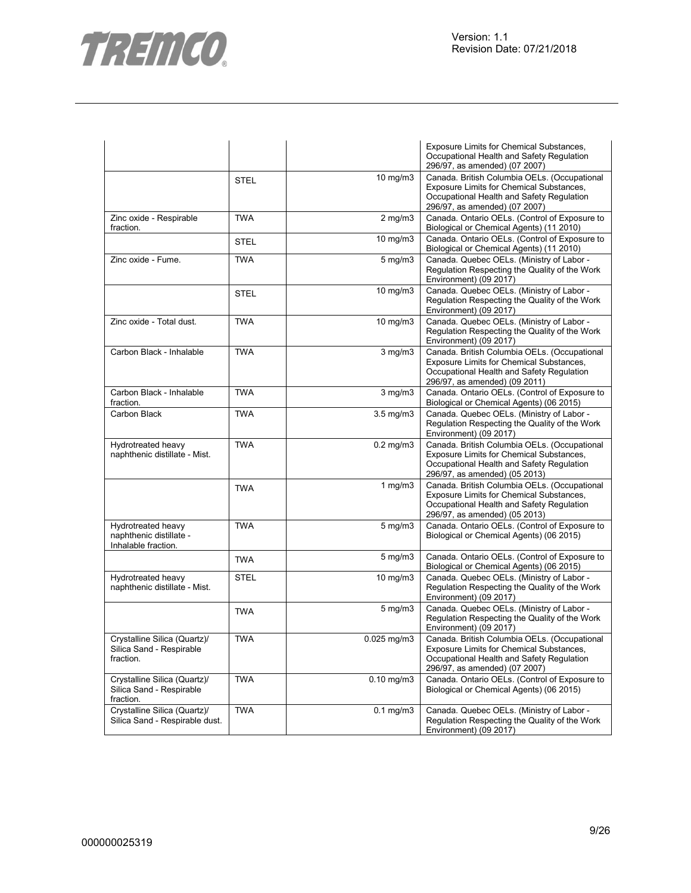| | | | |
|---|---|---|---|
| | | | Exposure Limits for Chemical Substances, Occupational Health and Safety Regulation 296/97, as amended) (07 2007) |
| | STEL | 10 mg/m3 | Canada. British Columbia OELs. (Occupational Exposure Limits for Chemical Substances, Occupational Health and Safety Regulation 296/97, as amended) (07 2007) |
| Zinc oxide - Respirable fraction. | TWA | 2 mg/m3 | Canada. Ontario OELs. (Control of Exposure to Biological or Chemical Agents) (11 2010) |
| | STEL | 10 mg/m3 | Canada. Ontario OELs. (Control of Exposure to Biological or Chemical Agents) (11 2010) |
| Zinc oxide - Fume. | TWA | 5 mg/m3 | Canada. Quebec OELs. (Ministry of Labor - Regulation Respecting the Quality of the Work Environment) (09 2017) |
| | STEL | 10 mg/m3 | Canada. Quebec OELs. (Ministry of Labor - Regulation Respecting the Quality of the Work Environment) (09 2017) |
| Zinc oxide - Total dust. | TWA | 10 mg/m3 | Canada. Quebec OELs. (Ministry of Labor - Regulation Respecting the Quality of the Work Environment) (09 2017) |
| Carbon Black - Inhalable | TWA | 3 mg/m3 | Canada. British Columbia OELs. (Occupational Exposure Limits for Chemical Substances, Occupational Health and Safety Regulation 296/97, as amended) (09 2011) |
| Carbon Black - Inhalable fraction. | TWA | 3 mg/m3 | Canada. Ontario OELs. (Control of Exposure to Biological or Chemical Agents) (06 2015) |
| Carbon Black | TWA | 3.5 mg/m3 | Canada. Quebec OELs. (Ministry of Labor - Regulation Respecting the Quality of the Work Environment) (09 2017) |
| Hydrotreated heavy naphthenic distillate - Mist. | TWA | 0.2 mg/m3 | Canada. British Columbia OELs. (Occupational Exposure Limits for Chemical Substances, Occupational Health and Safety Regulation 296/97, as amended) (05 2013) |
| | TWA | 1 mg/m3 | Canada. British Columbia OELs. (Occupational Exposure Limits for Chemical Substances, Occupational Health and Safety Regulation 296/97, as amended) (05 2013) |
| Hydrotreated heavy naphthenic distillate - Inhalable fraction. | TWA | 5 mg/m3 | Canada. Ontario OELs. (Control of Exposure to Biological or Chemical Agents) (06 2015) |
| | TWA | 5 mg/m3 | Canada. Ontario OELs. (Control of Exposure to Biological or Chemical Agents) (06 2015) |
| Hydrotreated heavy naphthenic distillate - Mist. | STEL | 10 mg/m3 | Canada. Quebec OELs. (Ministry of Labor - Regulation Respecting the Quality of the Work Environment) (09 2017) |
| | TWA | 5 mg/m3 | Canada. Quebec OELs. (Ministry of Labor - Regulation Respecting the Quality of the Work Environment) (09 2017) |
| Crystalline Silica (Quartz)/ Silica Sand - Respirable fraction. | TWA | 0.025 mg/m3 | Canada. British Columbia OELs. (Occupational Exposure Limits for Chemical Substances, Occupational Health and Safety Regulation 296/97, as amended) (07 2007) |
| Crystalline Silica (Quartz)/ Silica Sand - Respirable fraction. | TWA | 0.10 mg/m3 | Canada. Ontario OELs. (Control of Exposure to Biological or Chemical Agents) (06 2015) |
| Crystalline Silica (Quartz)/ Silica Sand - Respirable dust. | TWA | 0.1 mg/m3 | Canada. Quebec OELs. (Ministry of Labor - Regulation Respecting the Quality of the Work Environment) (09 2017) |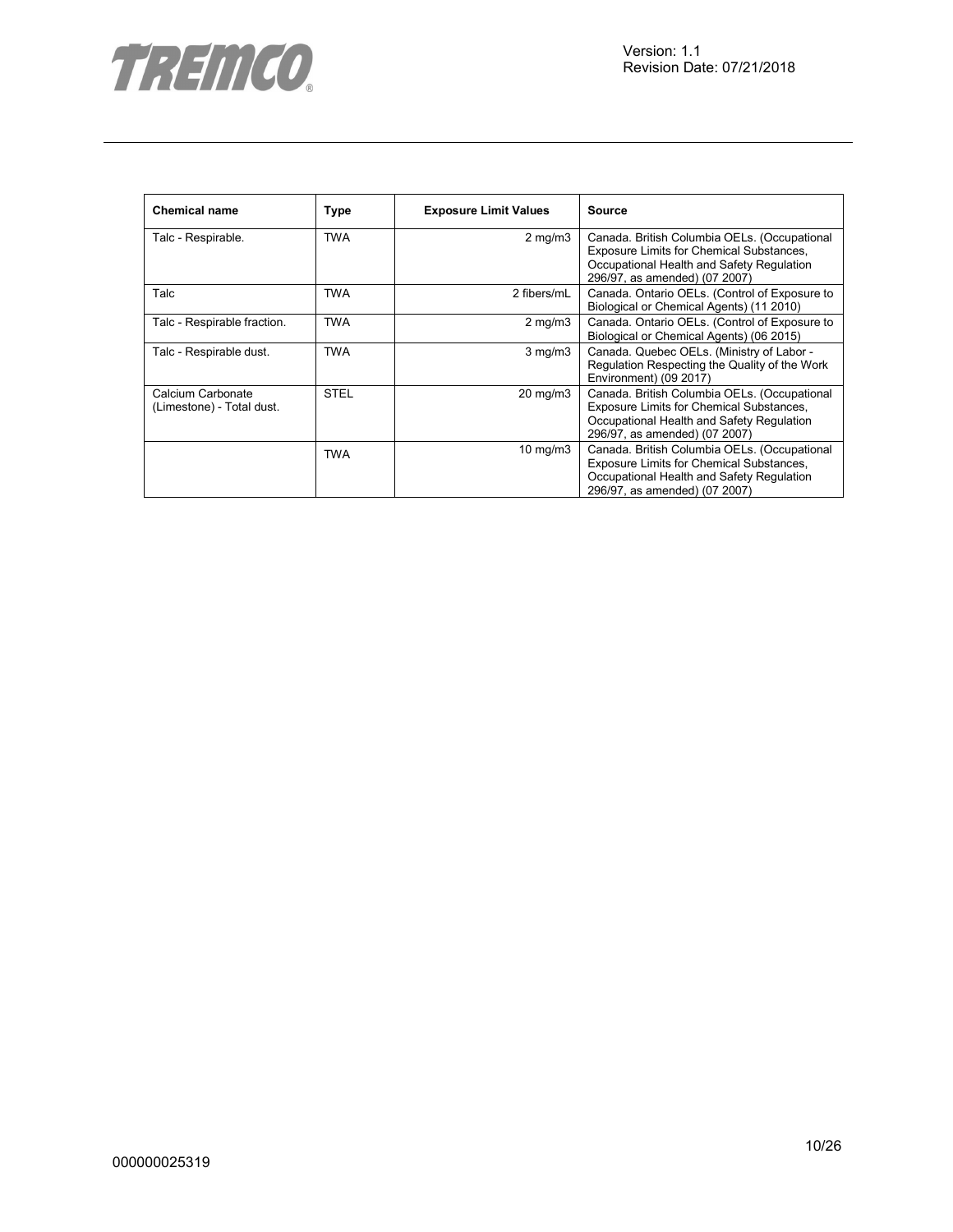| Chemical name | Type | Exposure Limit Values | Source |
|---|---|---|---|
| Talc - Respirable. | TWA | 2 mg/m3 | Canada. British Columbia OELs. (Occupational Exposure Limits for Chemical Substances, Occupational Health and Safety Regulation 296/97, as amended) (07 2007) |
| Talc | TWA | 2 fibers/mL | Canada. Ontario OELs. (Control of Exposure to Biological or Chemical Agents) (11 2010) |
| Talc - Respirable fraction. | TWA | 2 mg/m3 | Canada. Ontario OELs. (Control of Exposure to Biological or Chemical Agents) (06 2015) |
| Talc - Respirable dust. | TWA | 3 mg/m3 | Canada. Quebec OELs. (Ministry of Labor - Regulation Respecting the Quality of the Work Environment) (09 2017) |
| Calcium Carbonate (Limestone) - Total dust. | STEL | 20 mg/m3 | Canada. British Columbia OELs. (Occupational Exposure Limits for Chemical Substances, Occupational Health and Safety Regulation 296/97, as amended) (07 2007) |
| | TWA | 10 mg/m3 | Canada. British Columbia OELs. (Occupational Exposure Limits for Chemical Substances, Occupational Health and Safety Regulation 296/97, as amended) (07 2007) |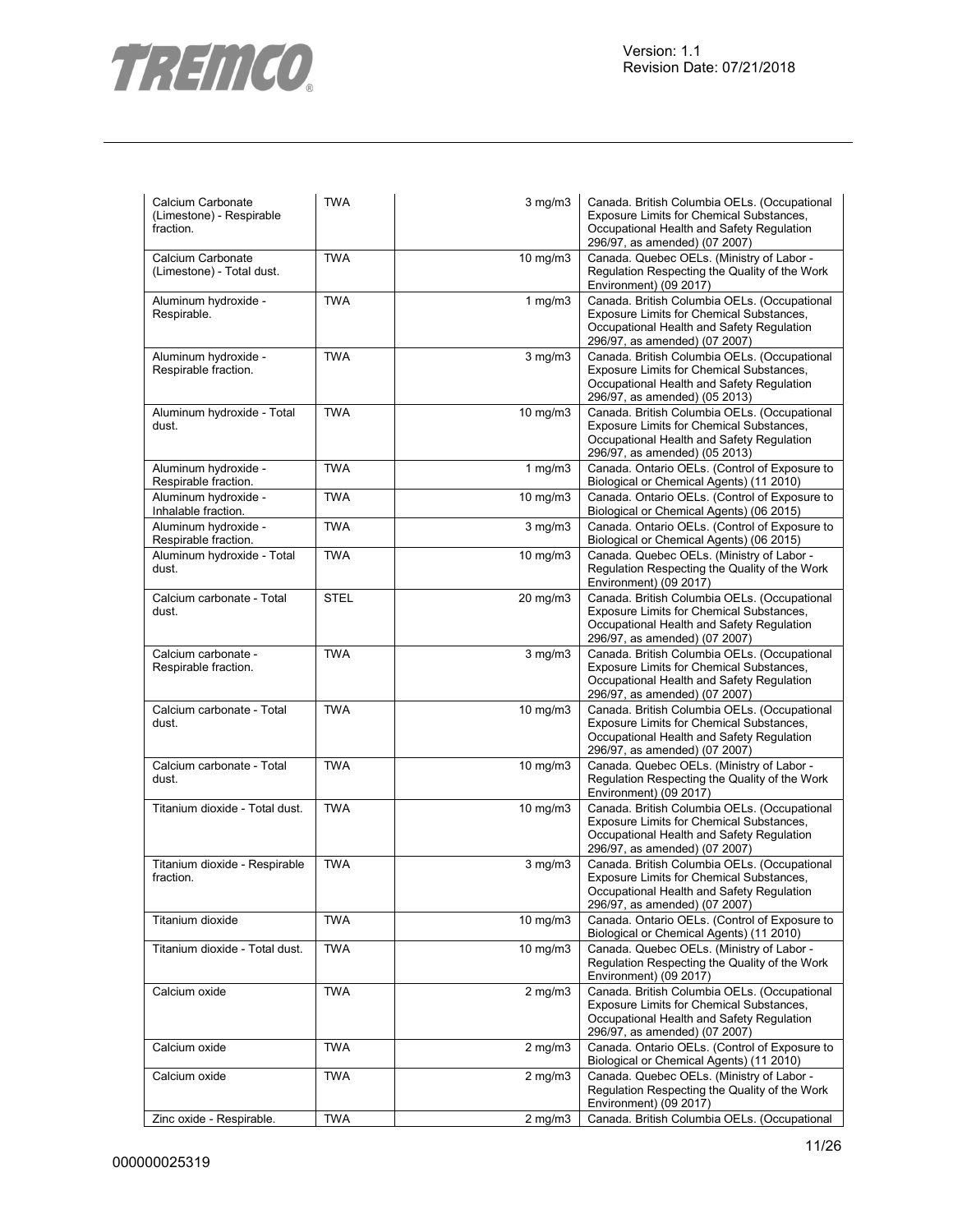| | | | |
|---|---|---|---|
| Calcium Carbonate (Limestone) - Respirable fraction. | TWA | 3 mg/m3 | Canada. British Columbia OELs. (Occupational Exposure Limits for Chemical Substances, Occupational Health and Safety Regulation 296/97, as amended) (07 2007) |
| Calcium Carbonate (Limestone) - Total dust. | TWA | 10 mg/m3 | Canada. Quebec OELs. (Ministry of Labor - Regulation Respecting the Quality of the Work Environment) (09 2017) |
| Aluminum hydroxide - Respirable. | TWA | 1 mg/m3 | Canada. British Columbia OELs. (Occupational Exposure Limits for Chemical Substances, Occupational Health and Safety Regulation 296/97, as amended) (07 2007) |
| Aluminum hydroxide - Respirable fraction. | TWA | 3 mg/m3 | Canada. British Columbia OELs. (Occupational Exposure Limits for Chemical Substances, Occupational Health and Safety Regulation 296/97, as amended) (05 2013) |
| Aluminum hydroxide - Total dust. | TWA | 10 mg/m3 | Canada. British Columbia OELs. (Occupational Exposure Limits for Chemical Substances, Occupational Health and Safety Regulation 296/97, as amended) (05 2013) |
| Aluminum hydroxide - Respirable fraction. | TWA | 1 mg/m3 | Canada. Ontario OELs. (Control of Exposure to Biological or Chemical Agents) (11 2010) |
| Aluminum hydroxide - Inhalable fraction. | TWA | 10 mg/m3 | Canada. Ontario OELs. (Control of Exposure to Biological or Chemical Agents) (06 2015) |
| Aluminum hydroxide - Respirable fraction. | TWA | 3 mg/m3 | Canada. Ontario OELs. (Control of Exposure to Biological or Chemical Agents) (06 2015) |
| Aluminum hydroxide - Total dust. | TWA | 10 mg/m3 | Canada. Quebec OELs. (Ministry of Labor - Regulation Respecting the Quality of the Work Environment) (09 2017) |
| Calcium carbonate - Total dust. | STEL | 20 mg/m3 | Canada. British Columbia OELs. (Occupational Exposure Limits for Chemical Substances, Occupational Health and Safety Regulation 296/97, as amended) (07 2007) |
| Calcium carbonate - Respirable fraction. | TWA | 3 mg/m3 | Canada. British Columbia OELs. (Occupational Exposure Limits for Chemical Substances, Occupational Health and Safety Regulation 296/97, as amended) (07 2007) |
| Calcium carbonate - Total dust. | TWA | 10 mg/m3 | Canada. British Columbia OELs. (Occupational Exposure Limits for Chemical Substances, Occupational Health and Safety Regulation 296/97, as amended) (07 2007) |
| Calcium carbonate - Total dust. | TWA | 10 mg/m3 | Canada. Quebec OELs. (Ministry of Labor - Regulation Respecting the Quality of the Work Environment) (09 2017) |
| Titanium dioxide - Total dust. | TWA | 10 mg/m3 | Canada. British Columbia OELs. (Occupational Exposure Limits for Chemical Substances, Occupational Health and Safety Regulation 296/97, as amended) (07 2007) |
| Titanium dioxide - Respirable fraction. | TWA | 3 mg/m3 | Canada. British Columbia OELs. (Occupational Exposure Limits for Chemical Substances, Occupational Health and Safety Regulation 296/97, as amended) (07 2007) |
| Titanium dioxide | TWA | 10 mg/m3 | Canada. Ontario OELs. (Control of Exposure to Biological or Chemical Agents) (11 2010) |
| Titanium dioxide - Total dust. | TWA | 10 mg/m3 | Canada. Quebec OELs. (Ministry of Labor - Regulation Respecting the Quality of the Work Environment) (09 2017) |
| Calcium oxide | TWA | 2 mg/m3 | Canada. British Columbia OELs. (Occupational Exposure Limits for Chemical Substances, Occupational Health and Safety Regulation 296/97, as amended) (07 2007) |
| Calcium oxide | TWA | 2 mg/m3 | Canada. Ontario OELs. (Control of Exposure to Biological or Chemical Agents) (11 2010) |
| Calcium oxide | TWA | 2 mg/m3 | Canada. Quebec OELs. (Ministry of Labor - Regulation Respecting the Quality of the Work Environment) (09 2017) |
| Zinc oxide - Respirable. | TWA | 2 mg/m3 | Canada. British Columbia OELs. (Occupational |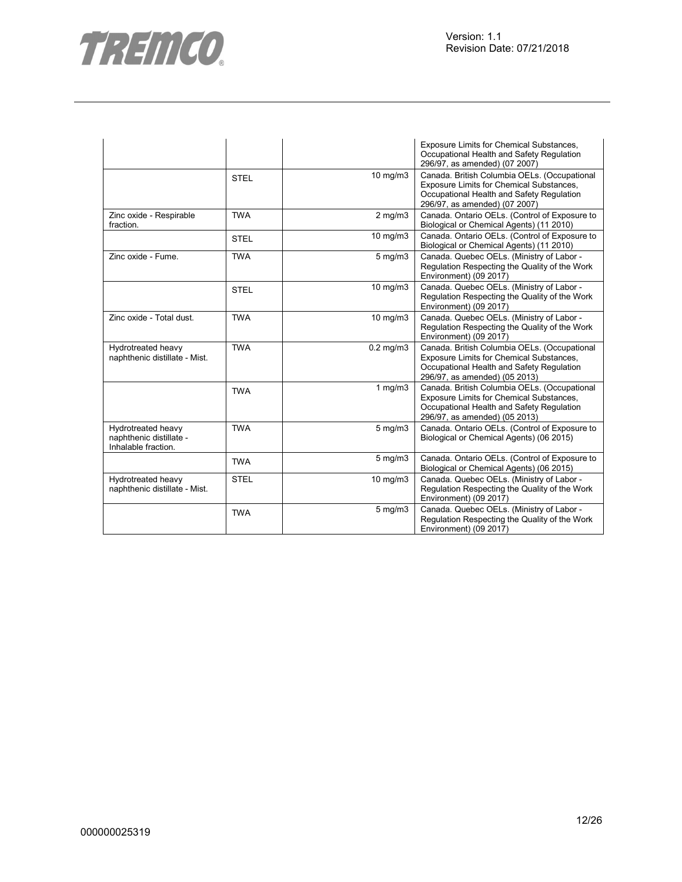| | | | |
|---|---|---|---|
| | | | Exposure Limits for Chemical Substances, Occupational Health and Safety Regulation 296/97, as amended) (07 2007) |
| | STEL | 10 mg/m3 | Canada. British Columbia OELs. (Occupational Exposure Limits for Chemical Substances, Occupational Health and Safety Regulation 296/97, as amended) (07 2007) |
| Zinc oxide - Respirable fraction. | TWA | 2 mg/m3 | Canada. Ontario OELs. (Control of Exposure to Biological or Chemical Agents) (11 2010) |
| | STEL | 10 mg/m3 | Canada. Ontario OELs. (Control of Exposure to Biological or Chemical Agents) (11 2010) |
| Zinc oxide - Fume. | TWA | 5 mg/m3 | Canada. Quebec OELs. (Ministry of Labor - Regulation Respecting the Quality of the Work Environment) (09 2017) |
| | STEL | 10 mg/m3 | Canada. Quebec OELs. (Ministry of Labor - Regulation Respecting the Quality of the Work Environment) (09 2017) |
| Zinc oxide - Total dust. | TWA | 10 mg/m3 | Canada. Quebec OELs. (Ministry of Labor - Regulation Respecting the Quality of the Work Environment) (09 2017) |
| Hydrotreated heavy naphthenic distillate - Mist. | TWA | 0.2 mg/m3 | Canada. British Columbia OELs. (Occupational Exposure Limits for Chemical Substances, Occupational Health and Safety Regulation 296/97, as amended) (05 2013) |
| | TWA | 1 mg/m3 | Canada. British Columbia OELs. (Occupational Exposure Limits for Chemical Substances, Occupational Health and Safety Regulation 296/97, as amended) (05 2013) |
| Hydrotreated heavy naphthenic distillate - Inhalable fraction. | TWA | 5 mg/m3 | Canada. Ontario OELs. (Control of Exposure to Biological or Chemical Agents) (06 2015) |
| | TWA | 5 mg/m3 | Canada. Ontario OELs. (Control of Exposure to Biological or Chemical Agents) (06 2015) |
| Hydrotreated heavy naphthenic distillate - Mist. | STEL | 10 mg/m3 | Canada. Quebec OELs. (Ministry of Labor - Regulation Respecting the Quality of the Work Environment) (09 2017) |
| | TWA | 5 mg/m3 | Canada. Quebec OELs. (Ministry of Labor - Regulation Respecting the Quality of the Work Environment) (09 2017) |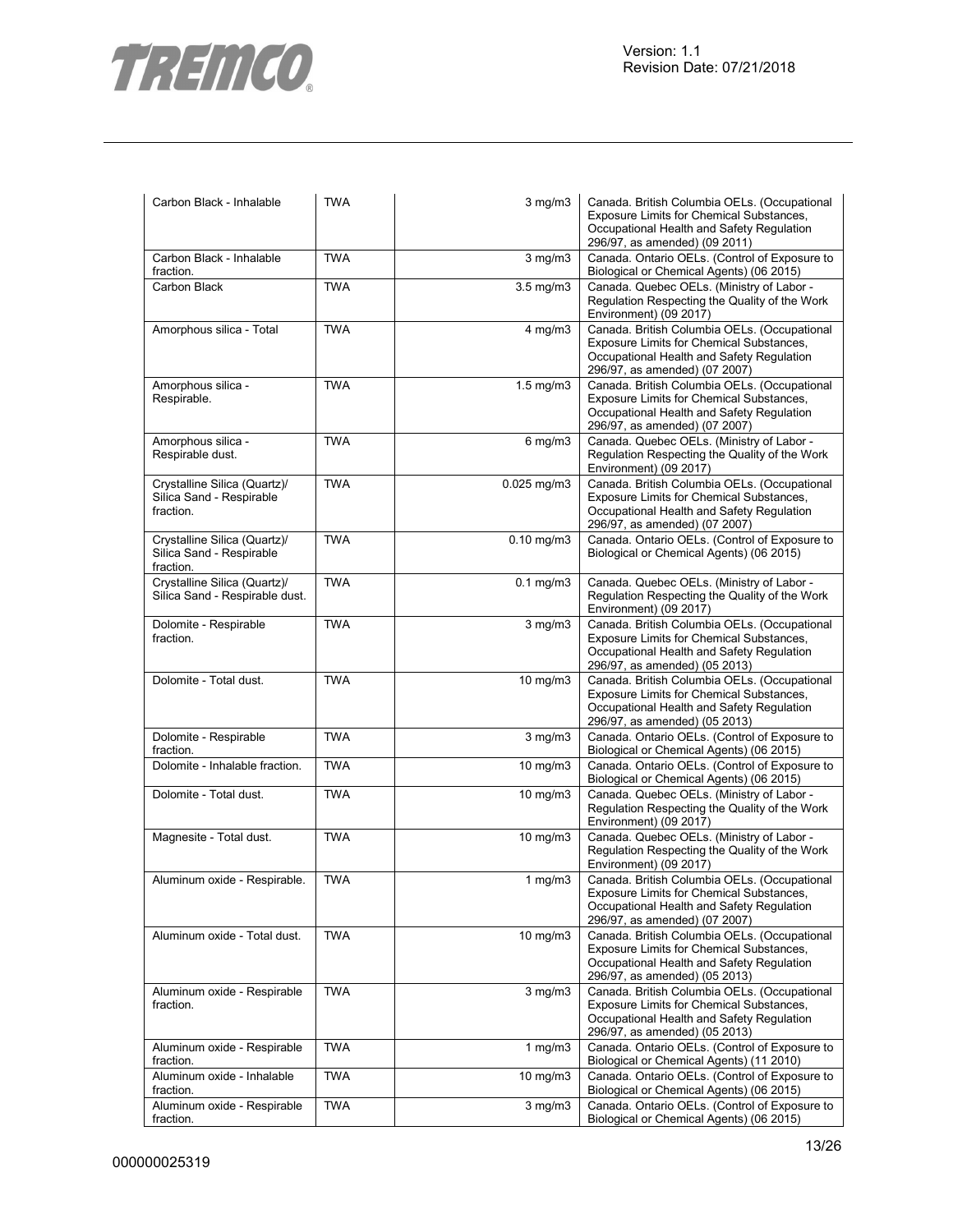| | | | |
|---|---|---|---|
| Carbon Black - Inhalable | TWA | 3 mg/m3 | Canada. British Columbia OELs. (Occupational Exposure Limits for Chemical Substances, Occupational Health and Safety Regulation 296/97, as amended) (09 2011) |
| Carbon Black - Inhalable fraction. | TWA | 3 mg/m3 | Canada. Ontario OELs. (Control of Exposure to Biological or Chemical Agents) (06 2015) |
| Carbon Black | TWA | 3.5 mg/m3 | Canada. Quebec OELs. (Ministry of Labor - Regulation Respecting the Quality of the Work Environment) (09 2017) |
| Amorphous silica - Total | TWA | 4 mg/m3 | Canada. British Columbia OELs. (Occupational Exposure Limits for Chemical Substances, Occupational Health and Safety Regulation 296/97, as amended) (07 2007) |
| Amorphous silica - Respirable. | TWA | 1.5 mg/m3 | Canada. British Columbia OELs. (Occupational Exposure Limits for Chemical Substances, Occupational Health and Safety Regulation 296/97, as amended) (07 2007) |
| Amorphous silica - Respirable dust. | TWA | 6 mg/m3 | Canada. Quebec OELs. (Ministry of Labor - Regulation Respecting the Quality of the Work Environment) (09 2017) |
| Crystalline Silica (Quartz)/ Silica Sand - Respirable fraction. | TWA | 0.025 mg/m3 | Canada. British Columbia OELs. (Occupational Exposure Limits for Chemical Substances, Occupational Health and Safety Regulation 296/97, as amended) (07 2007) |
| Crystalline Silica (Quartz)/ Silica Sand - Respirable fraction. | TWA | 0.10 mg/m3 | Canada. Ontario OELs. (Control of Exposure to Biological or Chemical Agents) (06 2015) |
| Crystalline Silica (Quartz)/ Silica Sand - Respirable dust. | TWA | 0.1 mg/m3 | Canada. Quebec OELs. (Ministry of Labor - Regulation Respecting the Quality of the Work Environment) (09 2017) |
| Dolomite - Respirable fraction. | TWA | 3 mg/m3 | Canada. British Columbia OELs. (Occupational Exposure Limits for Chemical Substances, Occupational Health and Safety Regulation 296/97, as amended) (05 2013) |
| Dolomite - Total dust. | TWA | 10 mg/m3 | Canada. British Columbia OELs. (Occupational Exposure Limits for Chemical Substances, Occupational Health and Safety Regulation 296/97, as amended) (05 2013) |
| Dolomite - Respirable fraction. | TWA | 3 mg/m3 | Canada. Ontario OELs. (Control of Exposure to Biological or Chemical Agents) (06 2015) |
| Dolomite - Inhalable fraction. | TWA | 10 mg/m3 | Canada. Ontario OELs. (Control of Exposure to Biological or Chemical Agents) (06 2015) |
| Dolomite - Total dust. | TWA | 10 mg/m3 | Canada. Quebec OELs. (Ministry of Labor - Regulation Respecting the Quality of the Work Environment) (09 2017) |
| Magnesite - Total dust. | TWA | 10 mg/m3 | Canada. Quebec OELs. (Ministry of Labor - Regulation Respecting the Quality of the Work Environment) (09 2017) |
| Aluminum oxide - Respirable. | TWA | 1 mg/m3 | Canada. British Columbia OELs. (Occupational Exposure Limits for Chemical Substances, Occupational Health and Safety Regulation 296/97, as amended) (07 2007) |
| Aluminum oxide - Total dust. | TWA | 10 mg/m3 | Canada. British Columbia OELs. (Occupational Exposure Limits for Chemical Substances, Occupational Health and Safety Regulation 296/97, as amended) (05 2013) |
| Aluminum oxide - Respirable fraction. | TWA | 3 mg/m3 | Canada. British Columbia OELs. (Occupational Exposure Limits for Chemical Substances, Occupational Health and Safety Regulation 296/97, as amended) (05 2013) |
| Aluminum oxide - Respirable fraction. | TWA | 1 mg/m3 | Canada. Ontario OELs. (Control of Exposure to Biological or Chemical Agents) (11 2010) |
| Aluminum oxide - Inhalable fraction. | TWA | 10 mg/m3 | Canada. Ontario OELs. (Control of Exposure to Biological or Chemical Agents) (06 2015) |
| Aluminum oxide - Respirable fraction. | TWA | 3 mg/m3 | Canada. Ontario OELs. (Control of Exposure to Biological or Chemical Agents) (06 2015) |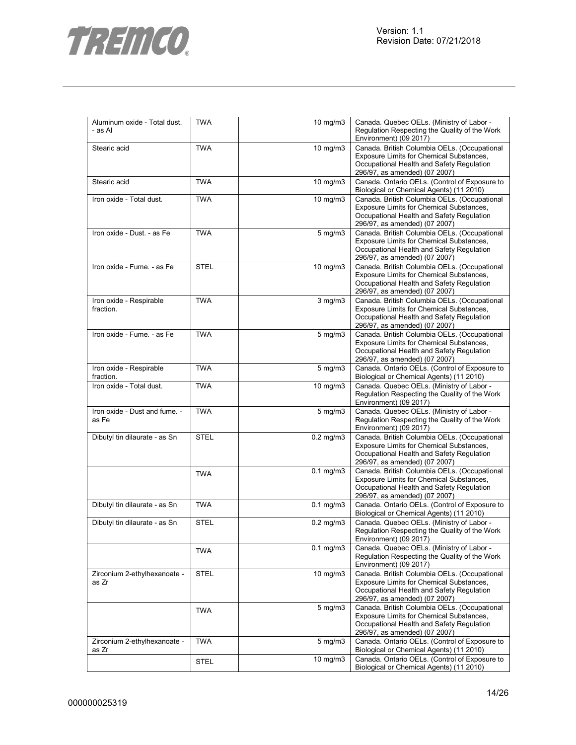| | | | |
|---|---|---|---|
| Aluminum oxide - Total dust. - as Al | TWA | 10 mg/m3 | Canada. Quebec OELs. (Ministry of Labor - Regulation Respecting the Quality of the Work Environment) (09 2017) |
| Stearic acid | TWA | 10 mg/m3 | Canada. British Columbia OELs. (Occupational Exposure Limits for Chemical Substances, Occupational Health and Safety Regulation 296/97, as amended) (07 2007) |
| Stearic acid | TWA | 10 mg/m3 | Canada. Ontario OELs. (Control of Exposure to Biological or Chemical Agents) (11 2010) |
| Iron oxide - Total dust. | TWA | 10 mg/m3 | Canada. British Columbia OELs. (Occupational Exposure Limits for Chemical Substances, Occupational Health and Safety Regulation 296/97, as amended) (07 2007) |
| Iron oxide - Dust. - as Fe | TWA | 5 mg/m3 | Canada. British Columbia OELs. (Occupational Exposure Limits for Chemical Substances, Occupational Health and Safety Regulation 296/97, as amended) (07 2007) |
| Iron oxide - Fume. - as Fe | STEL | 10 mg/m3 | Canada. British Columbia OELs. (Occupational Exposure Limits for Chemical Substances, Occupational Health and Safety Regulation 296/97, as amended) (07 2007) |
| Iron oxide - Respirable fraction. | TWA | 3 mg/m3 | Canada. British Columbia OELs. (Occupational Exposure Limits for Chemical Substances, Occupational Health and Safety Regulation 296/97, as amended) (07 2007) |
| Iron oxide - Fume. - as Fe | TWA | 5 mg/m3 | Canada. British Columbia OELs. (Occupational Exposure Limits for Chemical Substances, Occupational Health and Safety Regulation 296/97, as amended) (07 2007) |
| Iron oxide - Respirable fraction. | TWA | 5 mg/m3 | Canada. Ontario OELs. (Control of Exposure to Biological or Chemical Agents) (11 2010) |
| Iron oxide - Total dust. | TWA | 10 mg/m3 | Canada. Quebec OELs. (Ministry of Labor - Regulation Respecting the Quality of the Work Environment) (09 2017) |
| Iron oxide - Dust and fume. - as Fe | TWA | 5 mg/m3 | Canada. Quebec OELs. (Ministry of Labor - Regulation Respecting the Quality of the Work Environment) (09 2017) |
| Dibutyl tin dilaurate - as Sn | STEL | 0.2 mg/m3 | Canada. British Columbia OELs. (Occupational Exposure Limits for Chemical Substances, Occupational Health and Safety Regulation 296/97, as amended) (07 2007) |
| | TWA | 0.1 mg/m3 | Canada. British Columbia OELs. (Occupational Exposure Limits for Chemical Substances, Occupational Health and Safety Regulation 296/97, as amended) (07 2007) |
| Dibutyl tin dilaurate - as Sn | TWA | 0.1 mg/m3 | Canada. Ontario OELs. (Control of Exposure to Biological or Chemical Agents) (11 2010) |
| Dibutyl tin dilaurate - as Sn | STEL | 0.2 mg/m3 | Canada. Quebec OELs. (Ministry of Labor - Regulation Respecting the Quality of the Work Environment) (09 2017) |
| | TWA | 0.1 mg/m3 | Canada. Quebec OELs. (Ministry of Labor - Regulation Respecting the Quality of the Work Environment) (09 2017) |
| Zirconium 2-ethylhexanoate - as Zr | STEL | 10 mg/m3 | Canada. British Columbia OELs. (Occupational Exposure Limits for Chemical Substances, Occupational Health and Safety Regulation 296/97, as amended) (07 2007) |
| | TWA | 5 mg/m3 | Canada. British Columbia OELs. (Occupational Exposure Limits for Chemical Substances, Occupational Health and Safety Regulation 296/97, as amended) (07 2007) |
| Zirconium 2-ethylhexanoate - as Zr | TWA | 5 mg/m3 | Canada. Ontario OELs. (Control of Exposure to Biological or Chemical Agents) (11 2010) |
| | STEL | 10 mg/m3 | Canada. Ontario OELs. (Control of Exposure to Biological or Chemical Agents) (11 2010) |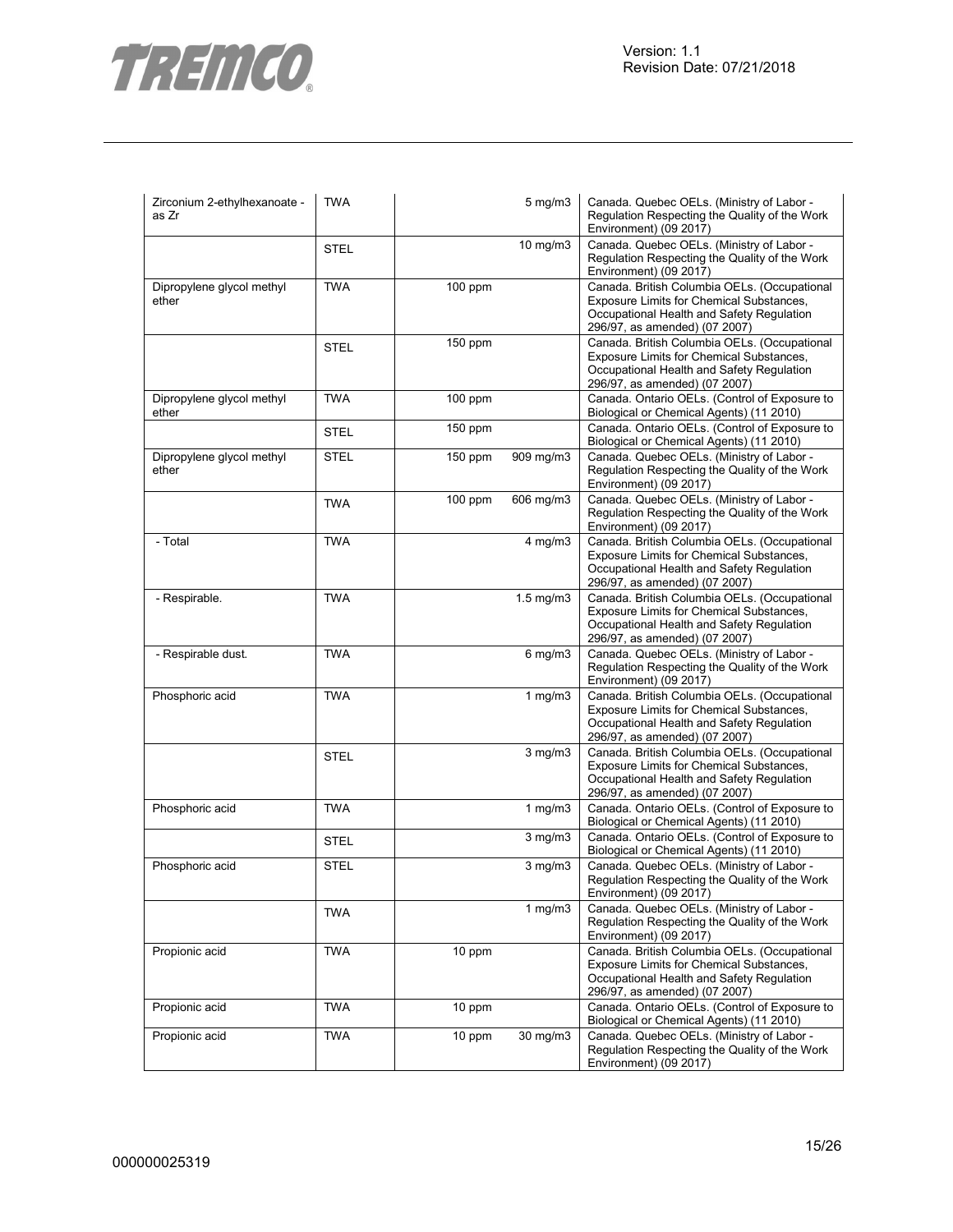| | | | | |
|---|---|---|---|---|
| Zirconium 2-ethylhexanoate - as Zr | TWA | | 5 mg/m3 | Canada. Quebec OELs. (Ministry of Labor - Regulation Respecting the Quality of the Work Environment) (09 2017) |
| | STEL | | 10 mg/m3 | Canada. Quebec OELs. (Ministry of Labor - Regulation Respecting the Quality of the Work Environment) (09 2017) |
| Dipropylene glycol methyl ether | TWA | 100 ppm | | Canada. British Columbia OELs. (Occupational Exposure Limits for Chemical Substances, Occupational Health and Safety Regulation 296/97, as amended) (07 2007) |
| | STEL | 150 ppm | | Canada. British Columbia OELs. (Occupational Exposure Limits for Chemical Substances, Occupational Health and Safety Regulation 296/97, as amended) (07 2007) |
| Dipropylene glycol methyl ether | TWA | 100 ppm | | Canada. Ontario OELs. (Control of Exposure to Biological or Chemical Agents) (11 2010) |
| | STEL | 150 ppm | | Canada. Ontario OELs. (Control of Exposure to Biological or Chemical Agents) (11 2010) |
| Dipropylene glycol methyl ether | STEL | 150 ppm | 909 mg/m3 | Canada. Quebec OELs. (Ministry of Labor - Regulation Respecting the Quality of the Work Environment) (09 2017) |
| | TWA | 100 ppm | 606 mg/m3 | Canada. Quebec OELs. (Ministry of Labor - Regulation Respecting the Quality of the Work Environment) (09 2017) |
| - Total | TWA | | 4 mg/m3 | Canada. British Columbia OELs. (Occupational Exposure Limits for Chemical Substances, Occupational Health and Safety Regulation 296/97, as amended) (07 2007) |
| - Respirable. | TWA | | 1.5 mg/m3 | Canada. British Columbia OELs. (Occupational Exposure Limits for Chemical Substances, Occupational Health and Safety Regulation 296/97, as amended) (07 2007) |
| - Respirable dust. | TWA | | 6 mg/m3 | Canada. Quebec OELs. (Ministry of Labor - Regulation Respecting the Quality of the Work Environment) (09 2017) |
| Phosphoric acid | TWA | | 1 mg/m3 | Canada. British Columbia OELs. (Occupational Exposure Limits for Chemical Substances, Occupational Health and Safety Regulation 296/97, as amended) (07 2007) |
| | STEL | | 3 mg/m3 | Canada. British Columbia OELs. (Occupational Exposure Limits for Chemical Substances, Occupational Health and Safety Regulation 296/97, as amended) (07 2007) |
| Phosphoric acid | TWA | | 1 mg/m3 | Canada. Ontario OELs. (Control of Exposure to Biological or Chemical Agents) (11 2010) |
| | STEL | | 3 mg/m3 | Canada. Ontario OELs. (Control of Exposure to Biological or Chemical Agents) (11 2010) |
| Phosphoric acid | STEL | | 3 mg/m3 | Canada. Quebec OELs. (Ministry of Labor - Regulation Respecting the Quality of the Work Environment) (09 2017) |
| | TWA | | 1 mg/m3 | Canada. Quebec OELs. (Ministry of Labor - Regulation Respecting the Quality of the Work Environment) (09 2017) |
| Propionic acid | TWA | 10 ppm | | Canada. British Columbia OELs. (Occupational Exposure Limits for Chemical Substances, Occupational Health and Safety Regulation 296/97, as amended) (07 2007) |
| Propionic acid | TWA | 10 ppm | | Canada. Ontario OELs. (Control of Exposure to Biological or Chemical Agents) (11 2010) |
| Propionic acid | TWA | 10 ppm | 30 mg/m3 | Canada. Quebec OELs. (Ministry of Labor - Regulation Respecting the Quality of the Work Environment) (09 2017) |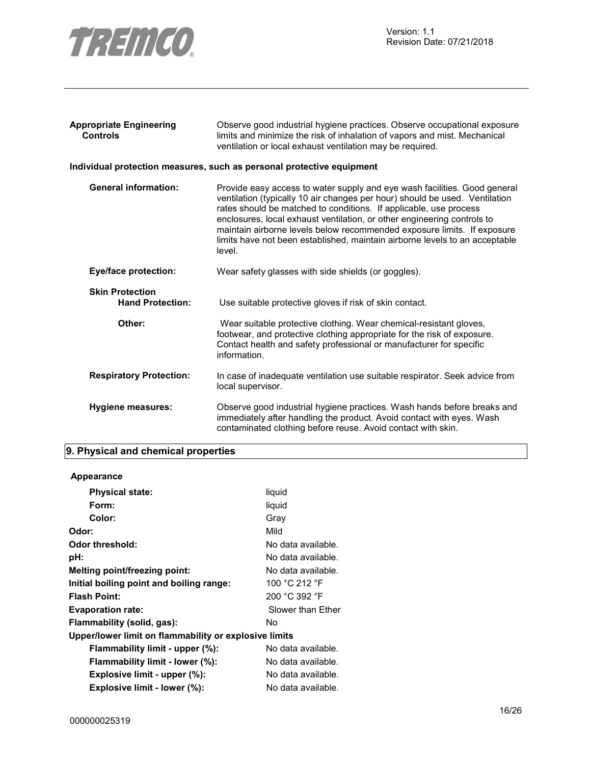| | |
|---|---|
| **Appropriate Engineering Controls** | Observe good industrial hygiene practices. Observe occupational exposure limits and minimize the risk of inhalation of vapors and mist. Mechanical ventilation or local exhaust ventilation may be required. |

**Individual protection measures, such as personal protective equipment**

| | |
|---|---|
| **General information:** | Provide easy access to water supply and eye wash facilities. Good general ventilation (typically 10 air changes per hour) should be used. Ventilation rates should be matched to conditions. If applicable, use process enclosures, local exhaust ventilation, or other engineering controls to maintain airborne levels below recommended exposure limits. If exposure limits have not been established, maintain airborne levels to an acceptable level. |
| **Eye/face protection:** | Wear safety glasses with side shields (or goggles). |
| **Skin Protection** | |
| **Hand Protection:** | Use suitable protective gloves if risk of skin contact. |
| **Other:** | Wear suitable protective clothing. Wear chemical-resistant gloves, footwear, and protective clothing appropriate for the risk of exposure. Contact health and safety professional or manufacturer for specific information. |
| **Respiratory Protection:** | In case of inadequate ventilation use suitable respirator. Seek advice from local supervisor. |
| **Hygiene measures:** | Observe good industrial hygiene practices. Wash hands before breaks and immediately after handling the product. Avoid contact with eyes. Wash contaminated clothing before reuse. Avoid contact with skin. |

## 9. Physical and chemical properties

**Appearance**

| | |
|---|---|
| **Physical state:** | liquid |
| **Form:** | liquid |
| **Color:** | Gray |
| **Odor:** | Mild |
| **Odor threshold:** | No data available. |
| **pH:** | No data available. |
| **Melting point/freezing point:** | No data available. |
| **Initial boiling point and boiling range:** | 100 °C 212 °F |
| **Flash Point:** | 200 °C 392 °F |
| **Evaporation rate:** | Slower than Ether |
| **Flammability (solid, gas):** | No |
| **Upper/lower limit on flammability or explosive limits** | |
| **Flammability limit - upper (%):** | No data available. |
| **Flammability limit - lower (%):** | No data available. |
| **Explosive limit - upper (%):** | No data available. |
| **Explosive limit - lower (%):** | No data available. |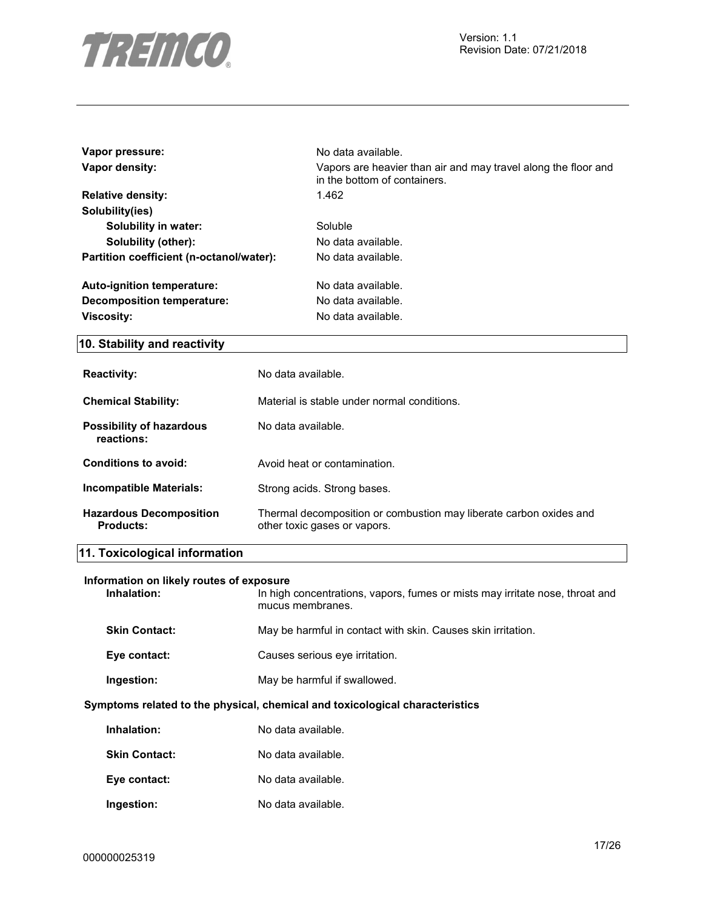| | |
|---|---|
| **Vapor pressure:** | No data available. |
| **Vapor density:** | Vapors are heavier than air and may travel along the floor and in the bottom of containers. |
| **Relative density:** | 1.462 |
| **Solubility(ies)** | |
| **Solubility in water:** | Soluble |
| **Solubility (other):** | No data available. |
| **Partition coefficient (n-octanol/water):** | No data available. |
| **Auto-ignition temperature:** | No data available. |
| **Decomposition temperature:** | No data available. |
| **Viscosity:** | No data available. |

## 10. Stability and reactivity

| | |
|---|---|
| **Reactivity:** | No data available. |
| **Chemical Stability:** | Material is stable under normal conditions. |
| **Possibility of hazardous reactions:** | No data available. |
| **Conditions to avoid:** | Avoid heat or contamination. |
| **Incompatible Materials:** | Strong acids. Strong bases. |
| **Hazardous Decomposition Products:** | Thermal decomposition or combustion may liberate carbon oxides and other toxic gases or vapors. |

## 11. Toxicological information

**Information on likely routes of exposure**

| | |
|---|---|
| **Inhalation:** | In high concentrations, vapors, fumes or mists may irritate nose, throat and mucus membranes. |
| **Skin Contact:** | May be harmful in contact with skin. Causes skin irritation. |
| **Eye contact:** | Causes serious eye irritation. |
| **Ingestion:** | May be harmful if swallowed. |

**Symptoms related to the physical, chemical and toxicological characteristics**

| | |
|---|---|
| **Inhalation:** | No data available. |
| **Skin Contact:** | No data available. |
| **Eye contact:** | No data available. |
| **Ingestion:** | No data available. |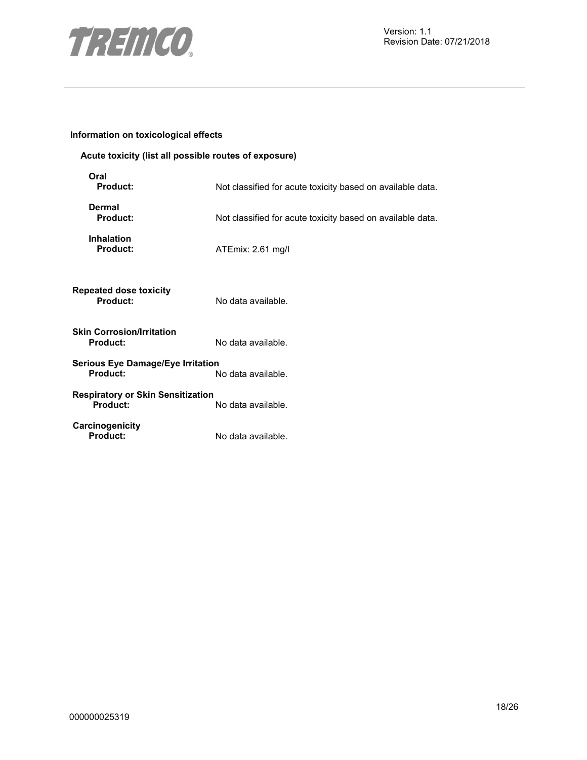**Information on toxicological effects**

**Acute toxicity (list all possible routes of exposure)**

**Oral**

| | |
|---|---|
| **Product:** | Not classified for acute toxicity based on available data. |

**Dermal**

| | |
|---|---|
| **Product:** | Not classified for acute toxicity based on available data. |

**Inhalation**

| | |
|---|---|
| **Product:** | ATEmix: 2.61 mg/l |

**Repeated dose toxicity**

| | |
|---|---|
| **Product:** | No data available. |

**Skin Corrosion/Irritation**

| | |
|---|---|
| **Product:** | No data available. |

**Serious Eye Damage/Eye Irritation**

| | |
|---|---|
| **Product:** | No data available. |

**Respiratory or Skin Sensitization**

| | |
|---|---|
| **Product:** | No data available. |

**Carcinogenicity**

| | |
|---|---|
| **Product:** | No data available. |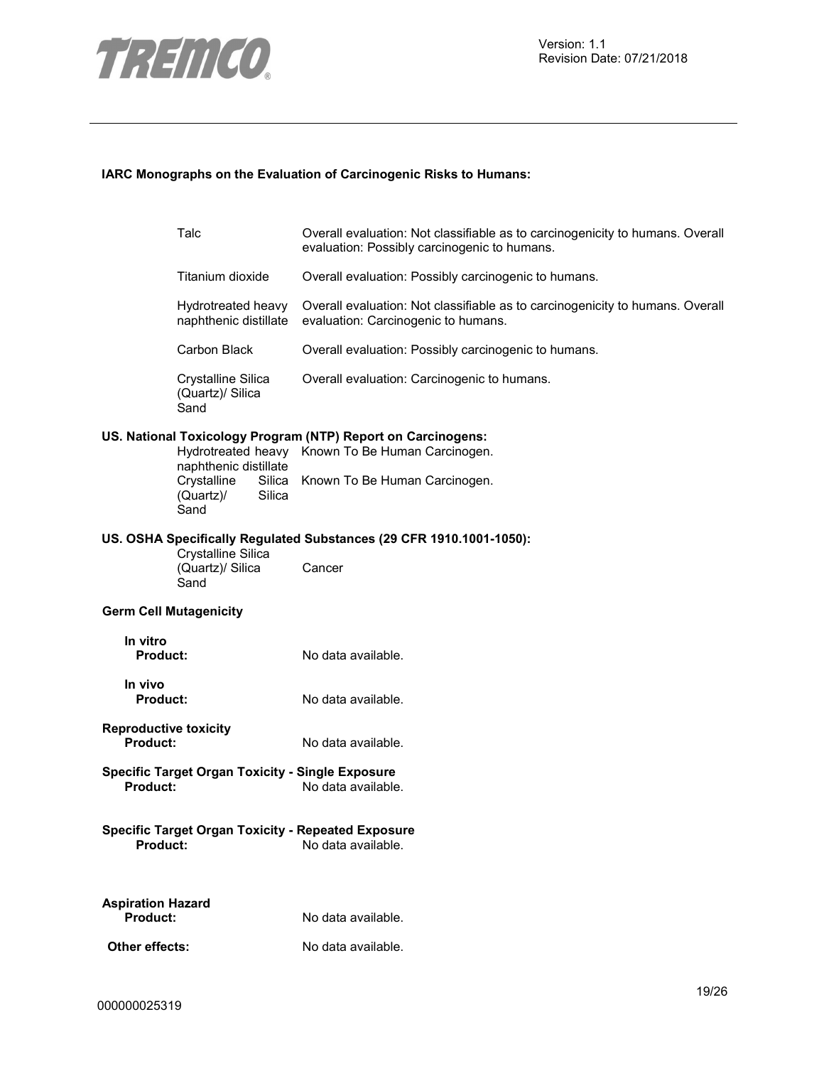**IARC Monographs on the Evaluation of Carcinogenic Risks to Humans:**

| | |
|---|---|
| Talc | Overall evaluation: Not classifiable as to carcinogenicity to humans. Overall evaluation: Possibly carcinogenic to humans. |
| Titanium dioxide | Overall evaluation: Possibly carcinogenic to humans. |
| Hydrotreated heavy naphthenic distillate | Overall evaluation: Not classifiable as to carcinogenicity to humans. Overall evaluation: Carcinogenic to humans. |
| Carbon Black | Overall evaluation: Possibly carcinogenic to humans. |
| Crystalline Silica (Quartz)/ Silica Sand | Overall evaluation: Carcinogenic to humans. |

**US. National Toxicology Program (NTP) Report on Carcinogens:**

| | |
|---|---|
| Hydrotreated heavy naphthenic distillate | Known To Be Human Carcinogen. |
| Crystalline Silica (Quartz)/ Silica Sand | Known To Be Human Carcinogen. |

**US. OSHA Specifically Regulated Substances (29 CFR 1910.1001-1050):**

| | |
|---|---|
| Crystalline Silica (Quartz)/ Silica Sand | Cancer |

**Germ Cell Mutagenicity**

**In vitro**

**Product:** No data available.

**In vivo**

**Product:** No data available.

**Reproductive toxicity**

**Product:** No data available.

**Specific Target Organ Toxicity - Single Exposure**

**Product:** No data available.

**Specific Target Organ Toxicity - Repeated Exposure**

**Product:** No data available.

**Aspiration Hazard**

**Product:** No data available.

**Other effects:** No data available.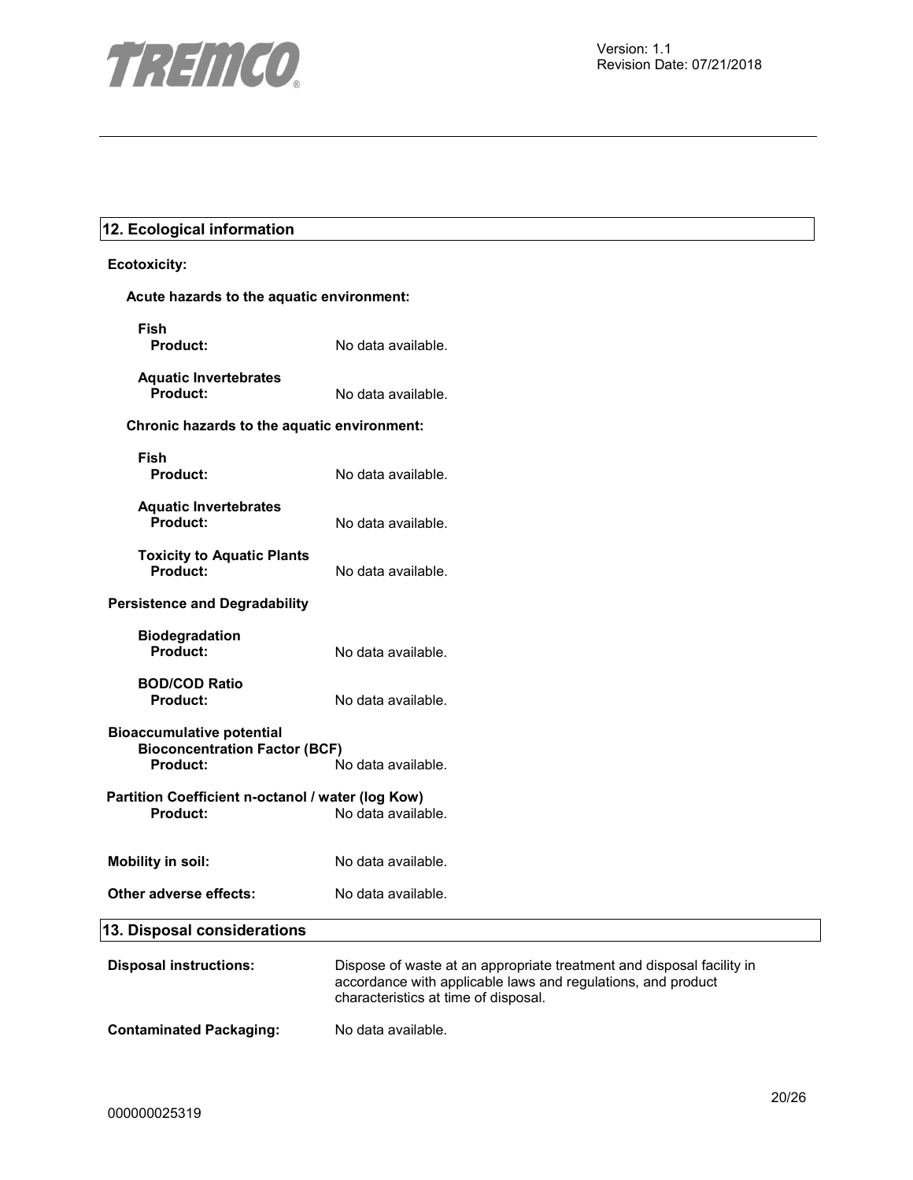## 12. Ecological information

**Ecotoxicity:**

**Acute hazards to the aquatic environment:**

**Fish**
**Product:** No data available.

**Aquatic Invertebrates**
**Product:** No data available.

**Chronic hazards to the aquatic environment:**

**Fish**
**Product:** No data available.

**Aquatic Invertebrates**
**Product:** No data available.

**Toxicity to Aquatic Plants**
**Product:** No data available.

**Persistence and Degradability**

**Biodegradation**
**Product:** No data available.

**BOD/COD Ratio**
**Product:** No data available.

**Bioaccumulative potential**
**Bioconcentration Factor (BCF)**
**Product:** No data available.

**Partition Coefficient n-octanol / water (log Kow)**
**Product:** No data available.

**Mobility in soil:** No data available.

**Other adverse effects:** No data available.

## 13. Disposal considerations

**Disposal instructions:** Dispose of waste at an appropriate treatment and disposal facility in accordance with applicable laws and regulations, and product characteristics at time of disposal.

**Contaminated Packaging:** No data available.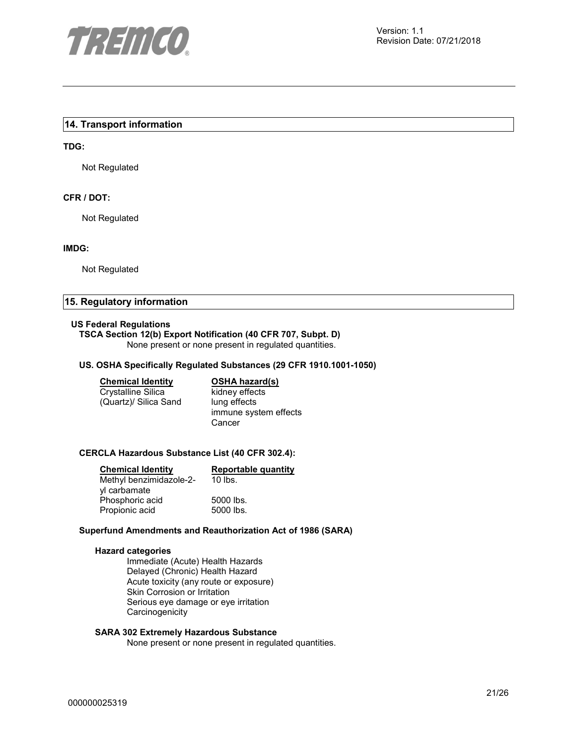## 14. Transport information

**TDG:**

Not Regulated

**CFR / DOT:**

Not Regulated

**IMDG:**

Not Regulated

## 15. Regulatory information

**US Federal Regulations**

**TSCA Section 12(b) Export Notification (40 CFR 707, Subpt. D)**

None present or none present in regulated quantities.

**US. OSHA Specifically Regulated Substances (29 CFR 1910.1001-1050)**

| Chemical Identity | OSHA hazard(s) |
| --- | --- |
| Crystalline Silica (Quartz)/ Silica Sand | kidney effects<br>lung effects<br>immune system effects<br>Cancer |

**CERCLA Hazardous Substance List (40 CFR 302.4):**

| Chemical Identity | Reportable quantity |
| --- | --- |
| Methyl benzimidazole-2-yl carbamate | 10 lbs. |
| Phosphoric acid | 5000 lbs. |
| Propionic acid | 5000 lbs. |

**Superfund Amendments and Reauthorization Act of 1986 (SARA)**

**Hazard categories**

Immediate (Acute) Health Hazards
Delayed (Chronic) Health Hazard
Acute toxicity (any route or exposure)
Skin Corrosion or Irritation
Serious eye damage or eye irritation
Carcinogenicity

**SARA 302 Extremely Hazardous Substance**

None present or none present in regulated quantities.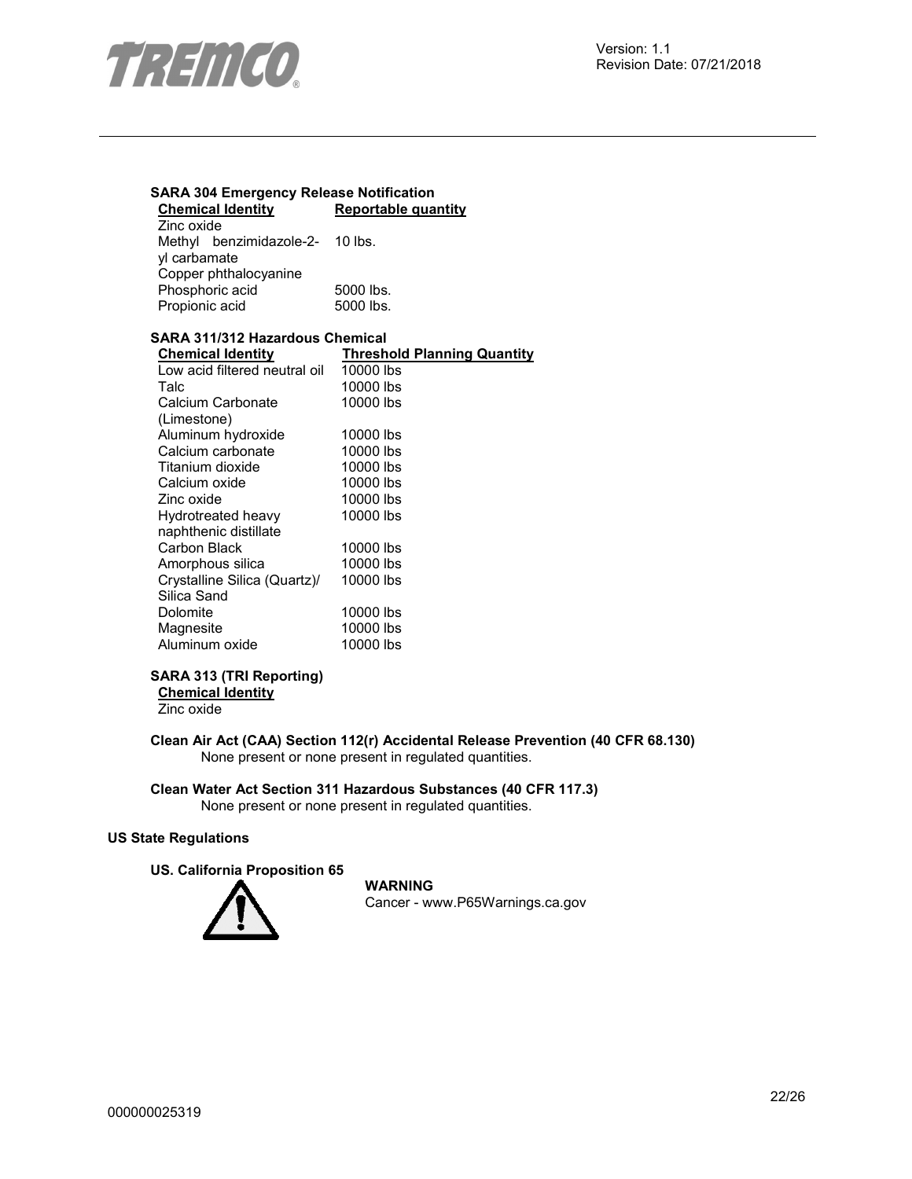**SARA 304 Emergency Release Notification**

| Chemical Identity | Reportable quantity |
|---|---|
| Zinc oxide | |
| Methyl benzimidazole-2-yl carbamate | 10 lbs. |
| Copper phthalocyanine | |
| Phosphoric acid | 5000 lbs. |
| Propionic acid | 5000 lbs. |

**SARA 311/312 Hazardous Chemical**

| Chemical Identity | Threshold Planning Quantity |
|---|---|
| Low acid filtered neutral oil | 10000 lbs |
| Talc | 10000 lbs |
| Calcium Carbonate (Limestone) | 10000 lbs |
| Aluminum hydroxide | 10000 lbs |
| Calcium carbonate | 10000 lbs |
| Titanium dioxide | 10000 lbs |
| Calcium oxide | 10000 lbs |
| Zinc oxide | 10000 lbs |
| Hydrotreated heavy naphthenic distillate | 10000 lbs |
| Carbon Black | 10000 lbs |
| Amorphous silica | 10000 lbs |
| Crystalline Silica (Quartz)/ Silica Sand | 10000 lbs |
| Dolomite | 10000 lbs |
| Magnesite | 10000 lbs |
| Aluminum oxide | 10000 lbs |

**SARA 313 (TRI Reporting)**

| Chemical Identity |
|---|
| Zinc oxide |

**Clean Air Act (CAA) Section 112(r) Accidental Release Prevention (40 CFR 68.130)**

None present or none present in regulated quantities.

**Clean Water Act Section 311 Hazardous Substances (40 CFR 117.3)**

None present or none present in regulated quantities.

**US State Regulations**

**US. California Proposition 65**

**WARNING**

Cancer - www.P65Warnings.ca.gov

000000025319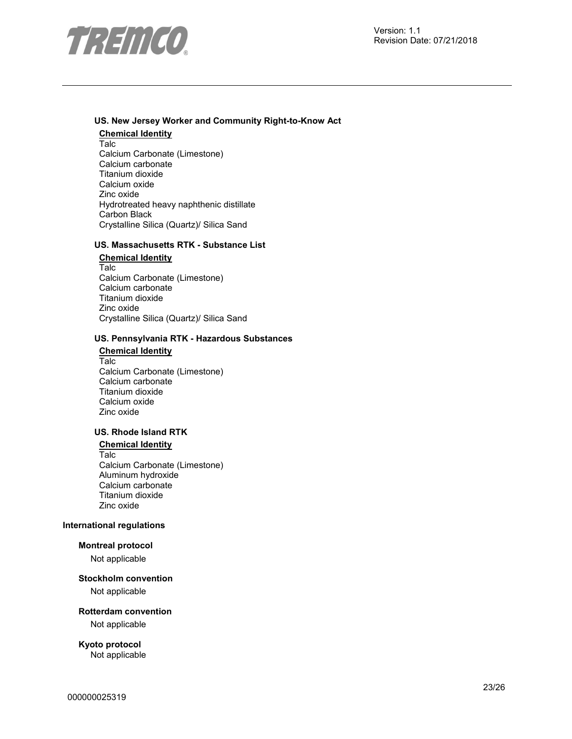**US. New Jersey Worker and Community Right-to-Know Act**

**Chemical Identity**

Talc
Calcium Carbonate (Limestone)
Calcium carbonate
Titanium dioxide
Calcium oxide
Zinc oxide
Hydrotreated heavy naphthenic distillate
Carbon Black
Crystalline Silica (Quartz)/ Silica Sand

**US. Massachusetts RTK - Substance List**

**Chemical Identity**

Talc
Calcium Carbonate (Limestone)
Calcium carbonate
Titanium dioxide
Zinc oxide
Crystalline Silica (Quartz)/ Silica Sand

**US. Pennsylvania RTK - Hazardous Substances**

**Chemical Identity**

Talc
Calcium Carbonate (Limestone)
Calcium carbonate
Titanium dioxide
Calcium oxide
Zinc oxide

**US. Rhode Island RTK**

**Chemical Identity**

Talc
Calcium Carbonate (Limestone)
Aluminum hydroxide
Calcium carbonate
Titanium dioxide
Zinc oxide

**International regulations**

**Montreal protocol**

Not applicable

**Stockholm convention**

Not applicable

**Rotterdam convention**

Not applicable

**Kyoto protocol**

Not applicable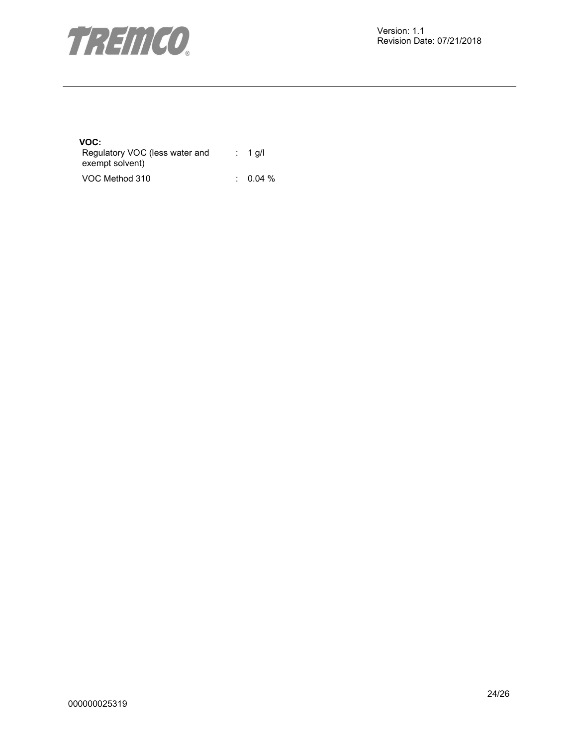**VOC:**

| | | |
|---|---|---|
| Regulatory VOC (less water and exempt solvent) | : | 1 g/l |
| VOC Method 310 | : | 0.04 % |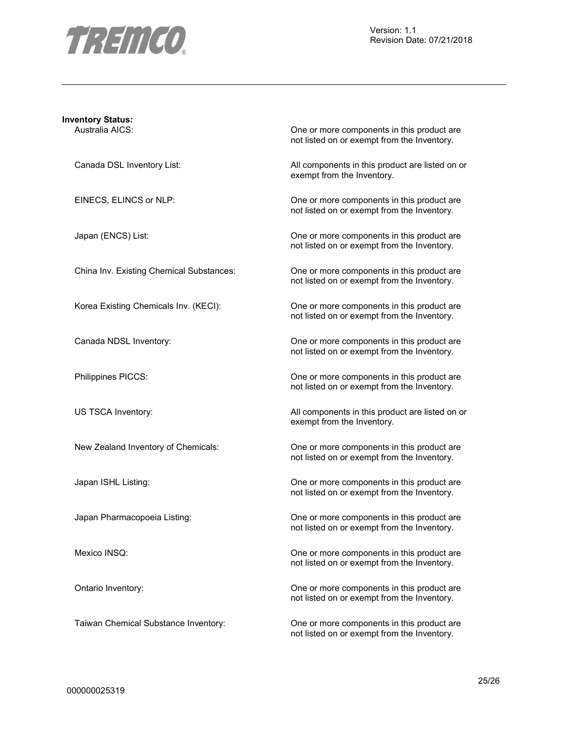**Inventory Status:**

| | |
|---|---|
| Australia AICS: | One or more components in this product are not listed on or exempt from the Inventory. |
| Canada DSL Inventory List: | All components in this product are listed on or exempt from the Inventory. |
| EINECS, ELINCS or NLP: | One or more components in this product are not listed on or exempt from the Inventory. |
| Japan (ENCS) List: | One or more components in this product are not listed on or exempt from the Inventory. |
| China Inv. Existing Chemical Substances: | One or more components in this product are not listed on or exempt from the Inventory. |
| Korea Existing Chemicals Inv. (KECI): | One or more components in this product are not listed on or exempt from the Inventory. |
| Canada NDSL Inventory: | One or more components in this product are not listed on or exempt from the Inventory. |
| Philippines PICCS: | One or more components in this product are not listed on or exempt from the Inventory. |
| US TSCA Inventory: | All components in this product are listed on or exempt from the Inventory. |
| New Zealand Inventory of Chemicals: | One or more components in this product are not listed on or exempt from the Inventory. |
| Japan ISHL Listing: | One or more components in this product are not listed on or exempt from the Inventory. |
| Japan Pharmacopoeia Listing: | One or more components in this product are not listed on or exempt from the Inventory. |
| Mexico INSQ: | One or more components in this product are not listed on or exempt from the Inventory. |
| Ontario Inventory: | One or more components in this product are not listed on or exempt from the Inventory. |
| Taiwan Chemical Substance Inventory: | One or more components in this product are not listed on or exempt from the Inventory. |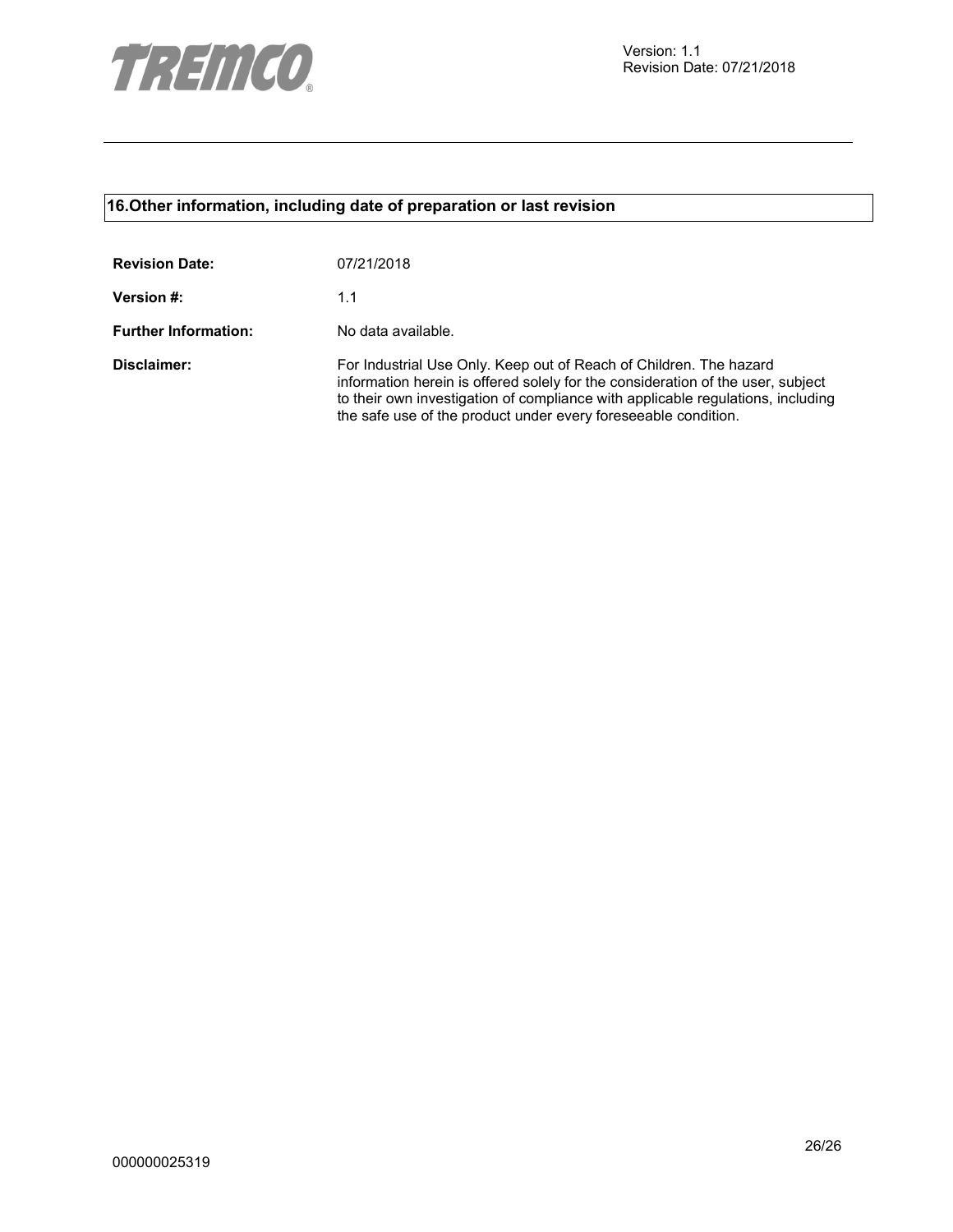## 16.Other information, including date of preparation or last revision

| | |
|---|---|
| **Revision Date:** | 07/21/2018 |
| **Version #:** | 1.1 |
| **Further Information:** | No data available. |
| **Disclaimer:** | For Industrial Use Only. Keep out of Reach of Children. The hazard information herein is offered solely for the consideration of the user, subject to their own investigation of compliance with applicable regulations, including the safe use of the product under every foreseeable condition. |